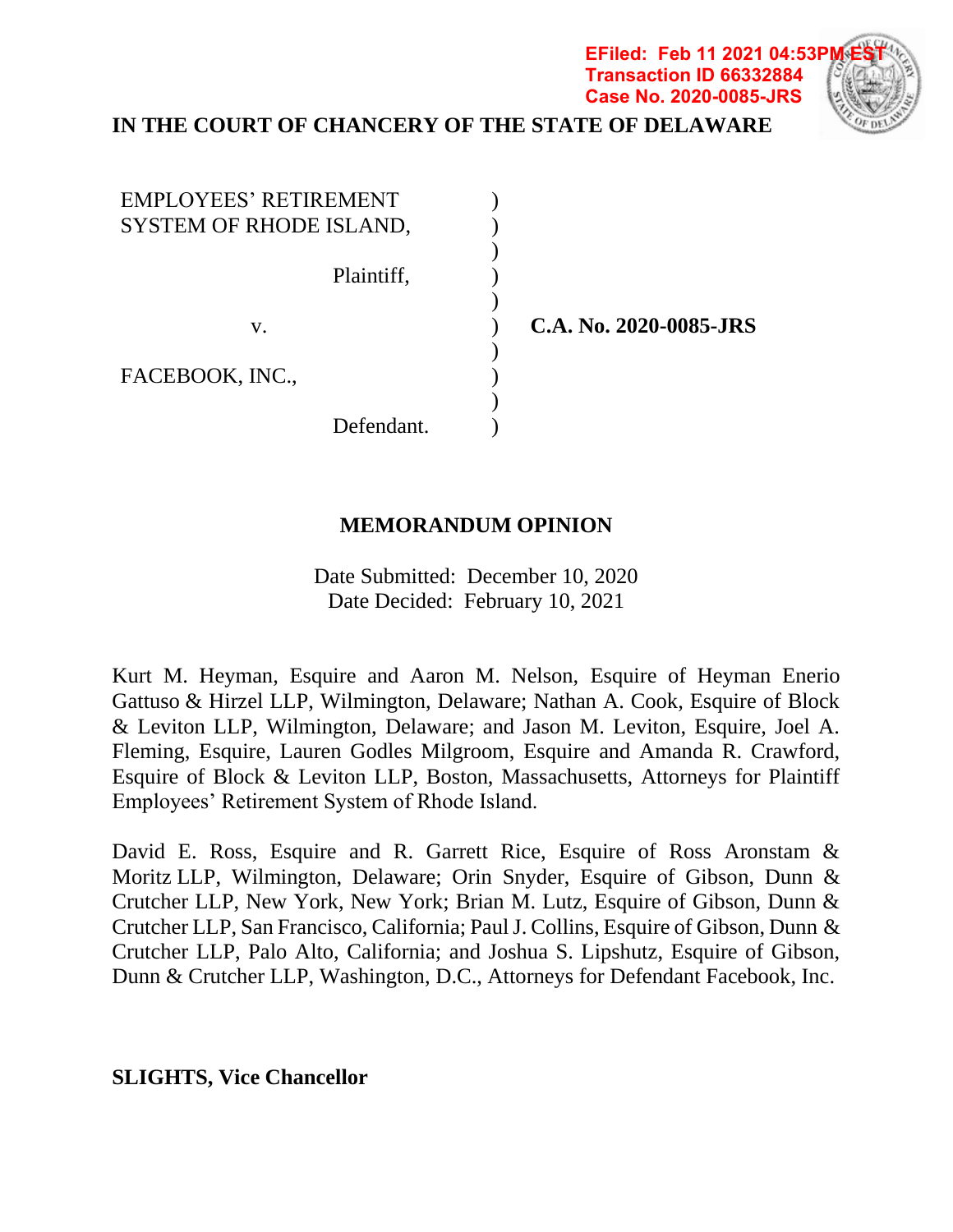EFiled: Feb 11 2021 04:53PM EST
Transaction ID 66332884
Case No. 2020-0085-JRS

**IN THE COURT OF CHANCERY OF THE STATE OF DELAWARE**

EMPLOYEES' RETIREMENT SYSTEM OF RHODE ISLAND,

Plaintiff,

v.

FACEBOOK, INC.,

Defendant.

**C.A. No. 2020-0085-JRS**

**MEMORANDUM OPINION**

Date Submitted: December 10, 2020
Date Decided: February 10, 2021

Kurt M. Heyman, Esquire and Aaron M. Nelson, Esquire of Heyman Enerio Gattuso & Hirzel LLP, Wilmington, Delaware; Nathan A. Cook, Esquire of Block & Leviton LLP, Wilmington, Delaware; and Jason M. Leviton, Esquire, Joel A. Fleming, Esquire, Lauren Godles Milgroom, Esquire and Amanda R. Crawford, Esquire of Block & Leviton LLP, Boston, Massachusetts, Attorneys for Plaintiff Employees' Retirement System of Rhode Island.

David E. Ross, Esquire and R. Garrett Rice, Esquire of Ross Aronstam & Moritz LLP, Wilmington, Delaware; Orin Snyder, Esquire of Gibson, Dunn & Crutcher LLP, New York, New York; Brian M. Lutz, Esquire of Gibson, Dunn & Crutcher LLP, San Francisco, California; Paul J. Collins, Esquire of Gibson, Dunn & Crutcher LLP, Palo Alto, California; and Joshua S. Lipshutz, Esquire of Gibson, Dunn & Crutcher LLP, Washington, D.C., Attorneys for Defendant Facebook, Inc.

**SLIGHTS, Vice Chancellor**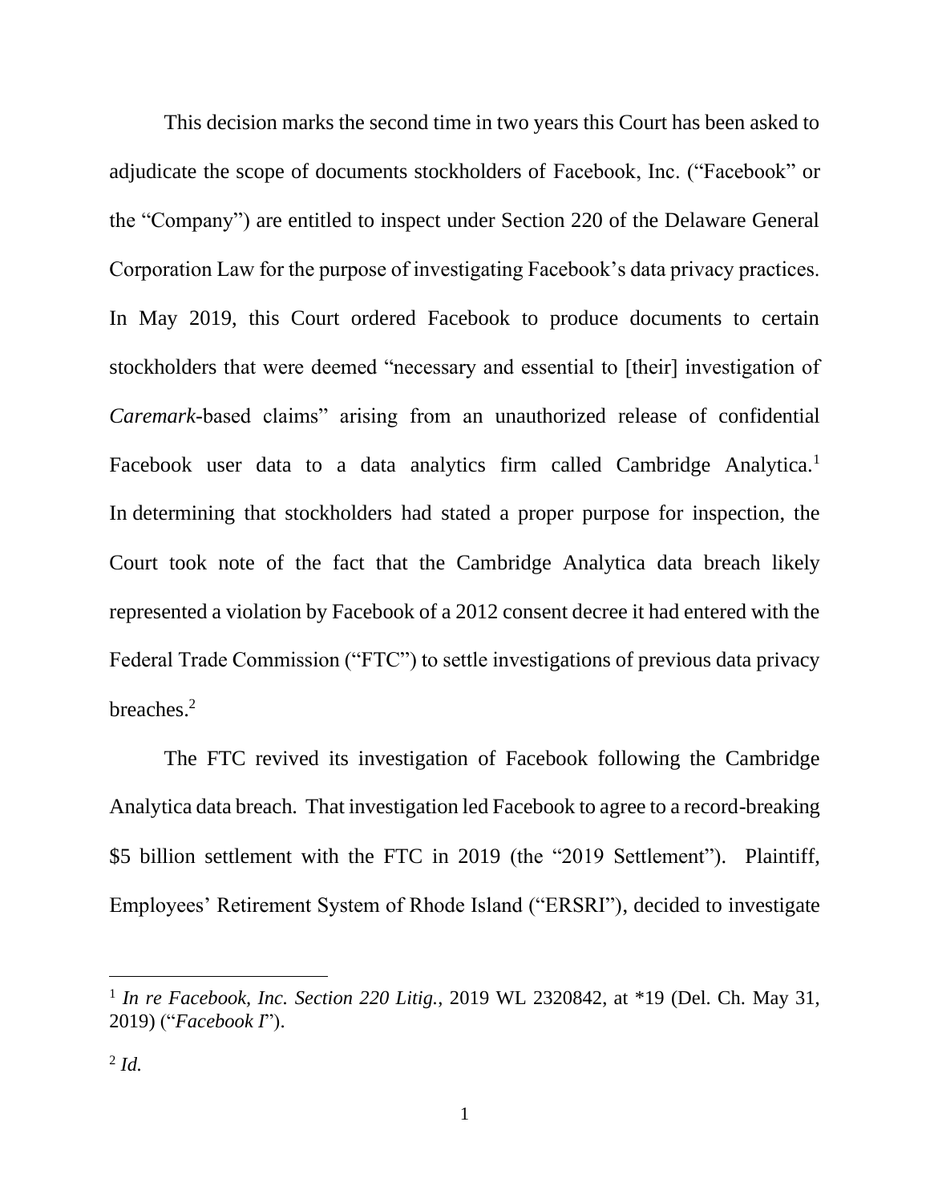This decision marks the second time in two years this Court has been asked to adjudicate the scope of documents stockholders of Facebook, Inc. ("Facebook" or the "Company") are entitled to inspect under Section 220 of the Delaware General Corporation Law for the purpose of investigating Facebook's data privacy practices. In May 2019, this Court ordered Facebook to produce documents to certain stockholders that were deemed "necessary and essential to [their] investigation of *Caremark*-based claims" arising from an unauthorized release of confidential Facebook user data to a data analytics firm called Cambridge Analytica.[1] In determining that stockholders had stated a proper purpose for inspection, the Court took note of the fact that the Cambridge Analytica data breach likely represented a violation by Facebook of a 2012 consent decree it had entered with the Federal Trade Commission ("FTC") to settle investigations of previous data privacy breaches.[2]

The FTC revived its investigation of Facebook following the Cambridge Analytica data breach. That investigation led Facebook to agree to a record-breaking \$5 billion settlement with the FTC in 2019 (the "2019 Settlement"). Plaintiff, Employees' Retirement System of Rhode Island ("ERSRI"), decided to investigate

---

[1] *In re Facebook, Inc. Section 220 Litig.*, 2019 WL 2320842, at *19 (Del. Ch. May 31, 2019) ("*Facebook I*").

[2] *Id.*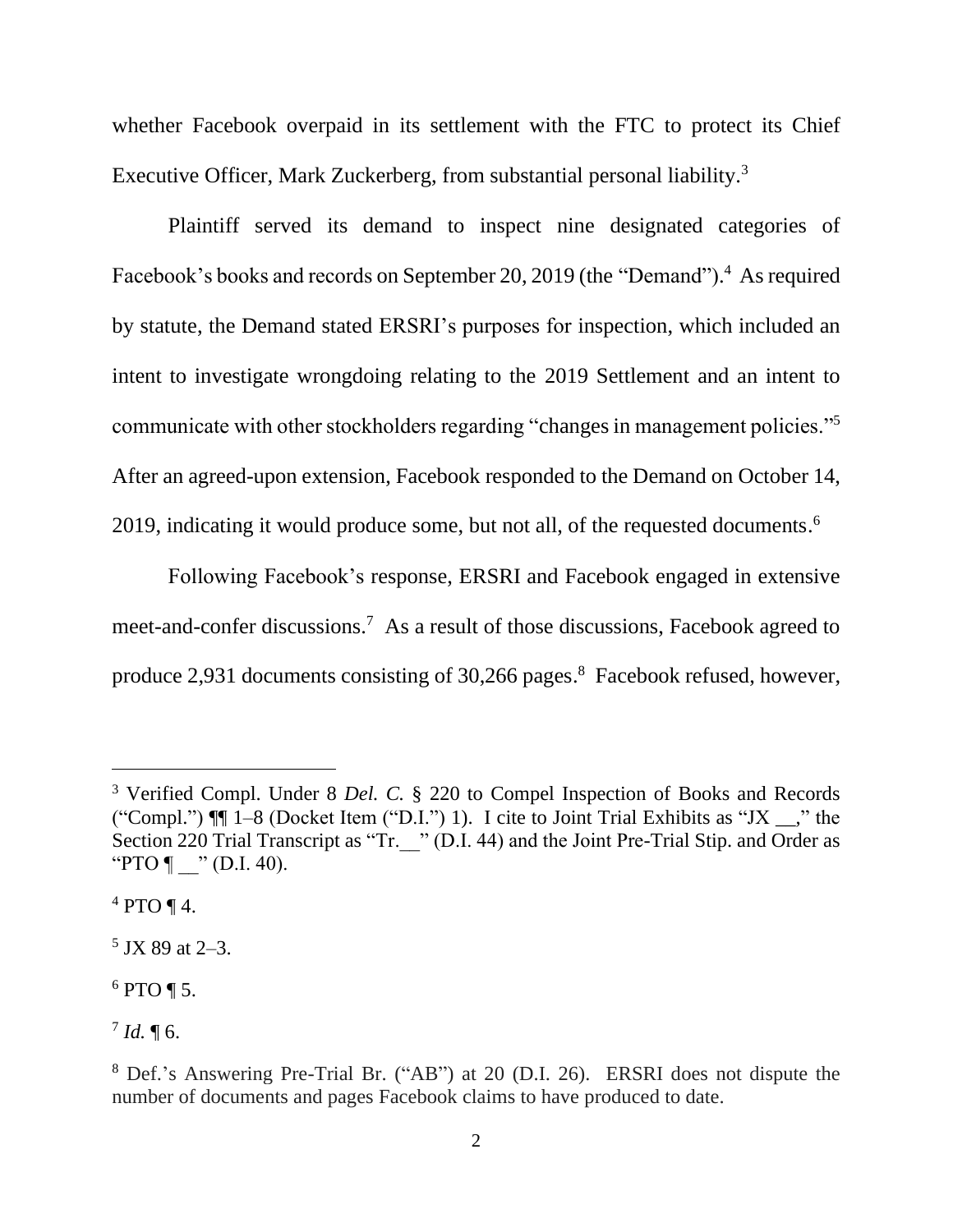whether Facebook overpaid in its settlement with the FTC to protect its Chief Executive Officer, Mark Zuckerberg, from substantial personal liability.[3]

Plaintiff served its demand to inspect nine designated categories of Facebook's books and records on September 20, 2019 (the "Demand").[4] As required by statute, the Demand stated ERSRI's purposes for inspection, which included an intent to investigate wrongdoing relating to the 2019 Settlement and an intent to communicate with other stockholders regarding "changes in management policies."[5] After an agreed-upon extension, Facebook responded to the Demand on October 14, 2019, indicating it would produce some, but not all, of the requested documents.[6]

Following Facebook's response, ERSRI and Facebook engaged in extensive meet-and-confer discussions.[7] As a result of those discussions, Facebook agreed to produce 2,931 documents consisting of 30,266 pages.[8] Facebook refused, however,

---

[3] Verified Compl. Under 8 *Del. C.* § 220 to Compel Inspection of Books and Records ("Compl.") ¶¶ 1–8 (Docket Item ("D.I.") 1). I cite to Joint Trial Exhibits as "JX __," the Section 220 Trial Transcript as "Tr.__" (D.I. 44) and the Joint Pre-Trial Stip. and Order as "PTO ¶ __" (D.I. 40).

[4] PTO ¶ 4.

[5] JX 89 at 2–3.

[6] PTO ¶ 5.

[7] *Id.* ¶ 6.

[8] Def.'s Answering Pre-Trial Br. ("AB") at 20 (D.I. 26). ERSRI does not dispute the number of documents and pages Facebook claims to have produced to date.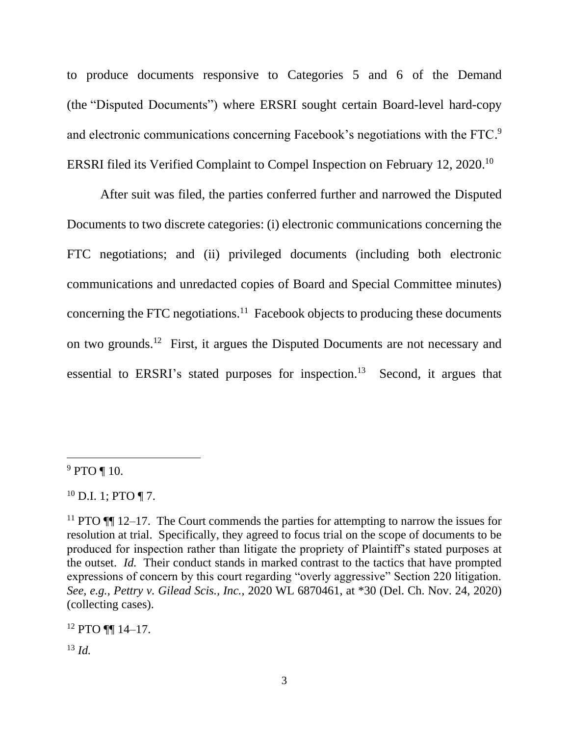to produce documents responsive to Categories 5 and 6 of the Demand (the "Disputed Documents") where ERSRI sought certain Board-level hard-copy and electronic communications concerning Facebook's negotiations with the FTC.[9] ERSRI filed its Verified Complaint to Compel Inspection on February 12, 2020.[10]

After suit was filed, the parties conferred further and narrowed the Disputed Documents to two discrete categories: (i) electronic communications concerning the FTC negotiations; and (ii) privileged documents (including both electronic communications and unredacted copies of Board and Special Committee minutes) concerning the FTC negotiations.[11] Facebook objects to producing these documents on two grounds.[12] First, it argues the Disputed Documents are not necessary and essential to ERSRI's stated purposes for inspection.[13] Second, it argues that

---

[9] PTO ¶ 10.

[10] D.I. 1; PTO ¶ 7.

[11] PTO ¶¶ 12–17. The Court commends the parties for attempting to narrow the issues for resolution at trial. Specifically, they agreed to focus trial on the scope of documents to be produced for inspection rather than litigate the propriety of Plaintiff's stated purposes at the outset. *Id.* Their conduct stands in marked contrast to the tactics that have prompted expressions of concern by this court regarding "overly aggressive" Section 220 litigation. *See, e.g.*, *Pettry v. Gilead Scis., Inc.*, 2020 WL 6870461, at *30 (Del. Ch. Nov. 24, 2020) (collecting cases).

[12] PTO ¶¶ 14–17.

[13] *Id.*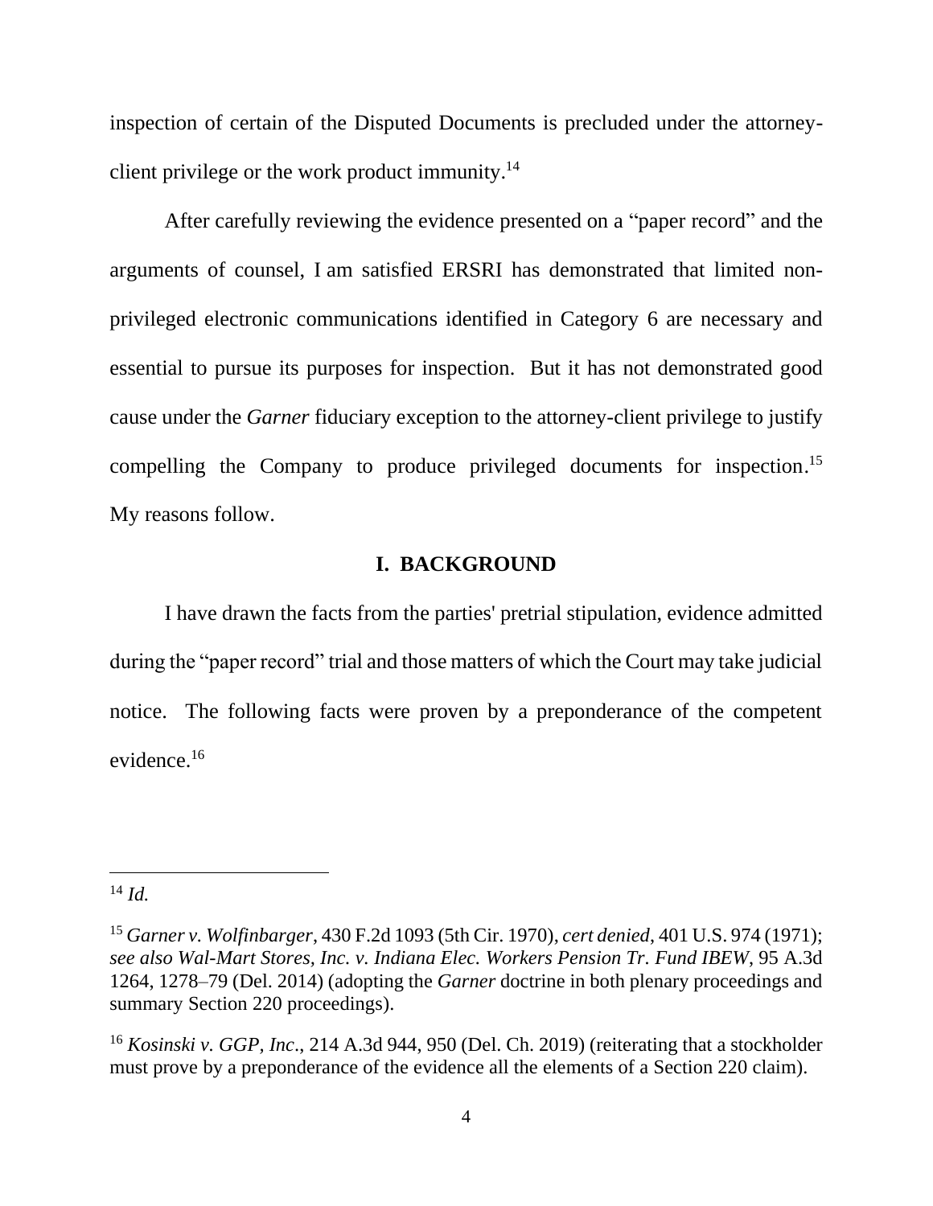inspection of certain of the Disputed Documents is precluded under the attorney-client privilege or the work product immunity.[14]

After carefully reviewing the evidence presented on a "paper record" and the arguments of counsel, I am satisfied ERSRI has demonstrated that limited non-privileged electronic communications identified in Category 6 are necessary and essential to pursue its purposes for inspection. But it has not demonstrated good cause under the *Garner* fiduciary exception to the attorney-client privilege to justify compelling the Company to produce privileged documents for inspection.[15] My reasons follow.

## I. BACKGROUND

I have drawn the facts from the parties' pretrial stipulation, evidence admitted during the "paper record" trial and those matters of which the Court may take judicial notice. The following facts were proven by a preponderance of the competent evidence.[16]

---

[14] *Id.*

[15] *Garner v. Wolfinbarger*, 430 F.2d 1093 (5th Cir. 1970), *cert denied*, 401 U.S. 974 (1971); *see also Wal-Mart Stores, Inc. v. Indiana Elec. Workers Pension Tr. Fund IBEW*, 95 A.3d 1264, 1278–79 (Del. 2014) (adopting the *Garner* doctrine in both plenary proceedings and summary Section 220 proceedings).

[16] *Kosinski v. GGP, Inc*., 214 A.3d 944, 950 (Del. Ch. 2019) (reiterating that a stockholder must prove by a preponderance of the evidence all the elements of a Section 220 claim).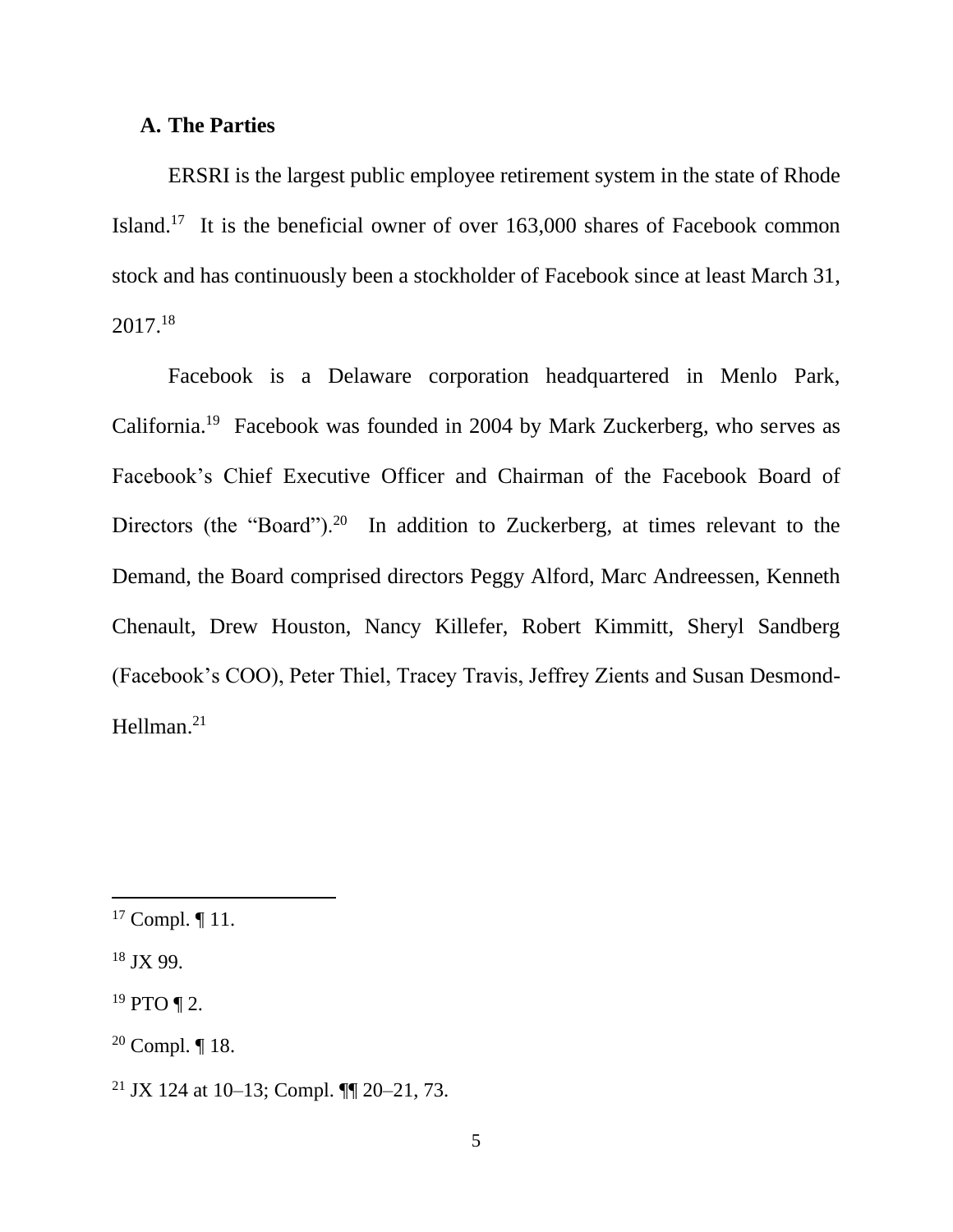### A. The Parties

ERSRI is the largest public employee retirement system in the state of Rhode Island.[17] It is the beneficial owner of over 163,000 shares of Facebook common stock and has continuously been a stockholder of Facebook since at least March 31, 2017.[18]

Facebook is a Delaware corporation headquartered in Menlo Park, California.[19] Facebook was founded in 2004 by Mark Zuckerberg, who serves as Facebook's Chief Executive Officer and Chairman of the Facebook Board of Directors (the "Board").[20] In addition to Zuckerberg, at times relevant to the Demand, the Board comprised directors Peggy Alford, Marc Andreessen, Kenneth Chenault, Drew Houston, Nancy Killefer, Robert Kimmitt, Sheryl Sandberg (Facebook's COO), Peter Thiel, Tracey Travis, Jeffrey Zients and Susan Desmond-Hellman.[21]

---

[17] Compl. ¶ 11.

[18] JX 99.

[19] PTO ¶ 2.

[20] Compl. ¶ 18.

[21] JX 124 at 10–13; Compl. ¶¶ 20–21, 73.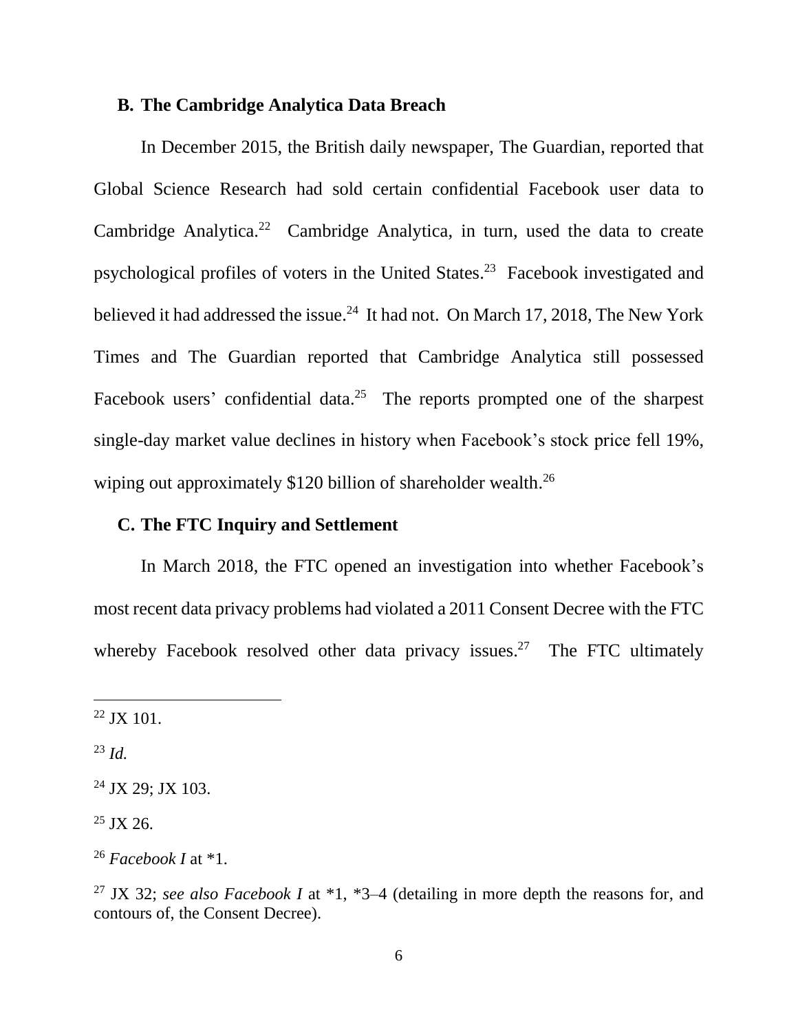### B. The Cambridge Analytica Data Breach

In December 2015, the British daily newspaper, The Guardian, reported that Global Science Research had sold certain confidential Facebook user data to Cambridge Analytica.[22] Cambridge Analytica, in turn, used the data to create psychological profiles of voters in the United States.[23] Facebook investigated and believed it had addressed the issue.[24] It had not. On March 17, 2018, The New York Times and The Guardian reported that Cambridge Analytica still possessed Facebook users' confidential data.[25] The reports prompted one of the sharpest single-day market value declines in history when Facebook's stock price fell 19%, wiping out approximately $120 billion of shareholder wealth.[26]

### C. The FTC Inquiry and Settlement

In March 2018, the FTC opened an investigation into whether Facebook's most recent data privacy problems had violated a 2011 Consent Decree with the FTC whereby Facebook resolved other data privacy issues.[27] The FTC ultimately

---

[22] JX 101.

[23] *Id.*

[24] JX 29; JX 103.

[25] JX 26.

[26] *Facebook I* at *1.

[27] JX 32; *see also Facebook I* at *1, *3–4 (detailing in more depth the reasons for, and contours of, the Consent Decree).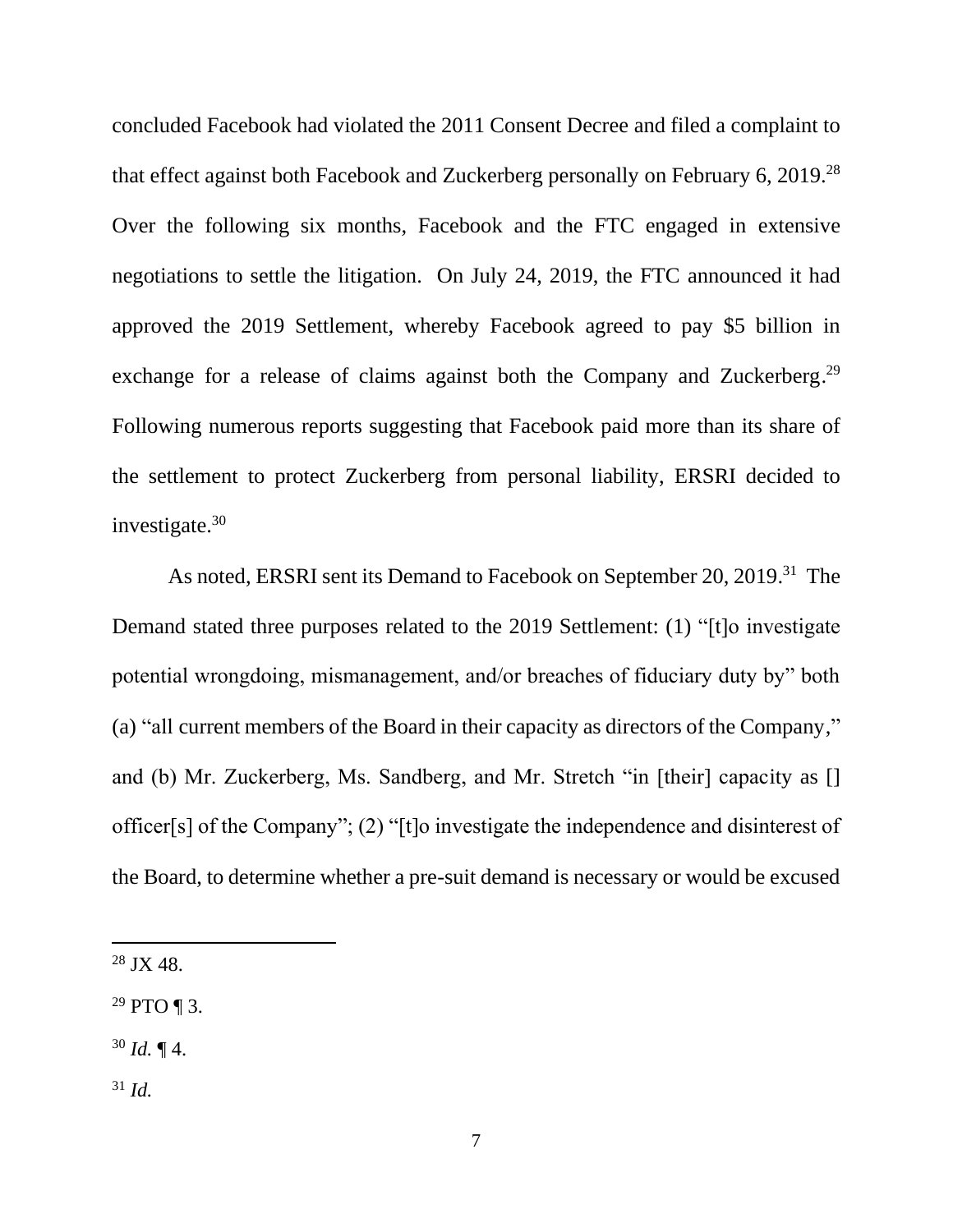concluded Facebook had violated the 2011 Consent Decree and filed a complaint to that effect against both Facebook and Zuckerberg personally on February 6, 2019.[28] Over the following six months, Facebook and the FTC engaged in extensive negotiations to settle the litigation. On July 24, 2019, the FTC announced it had approved the 2019 Settlement, whereby Facebook agreed to pay $5 billion in exchange for a release of claims against both the Company and Zuckerberg.[29] Following numerous reports suggesting that Facebook paid more than its share of the settlement to protect Zuckerberg from personal liability, ERSRI decided to investigate.[30]

As noted, ERSRI sent its Demand to Facebook on September 20, 2019.[31] The Demand stated three purposes related to the 2019 Settlement: (1) "[t]o investigate potential wrongdoing, mismanagement, and/or breaches of fiduciary duty by" both (a) "all current members of the Board in their capacity as directors of the Company," and (b) Mr. Zuckerberg, Ms. Sandberg, and Mr. Stretch "in [their] capacity as [] officer[s] of the Company"; (2) "[t]o investigate the independence and disinterest of the Board, to determine whether a pre-suit demand is necessary or would be excused

---

[28] JX 48.

[29] PTO ¶ 3.

[30] *Id.* ¶ 4.

[31] *Id.*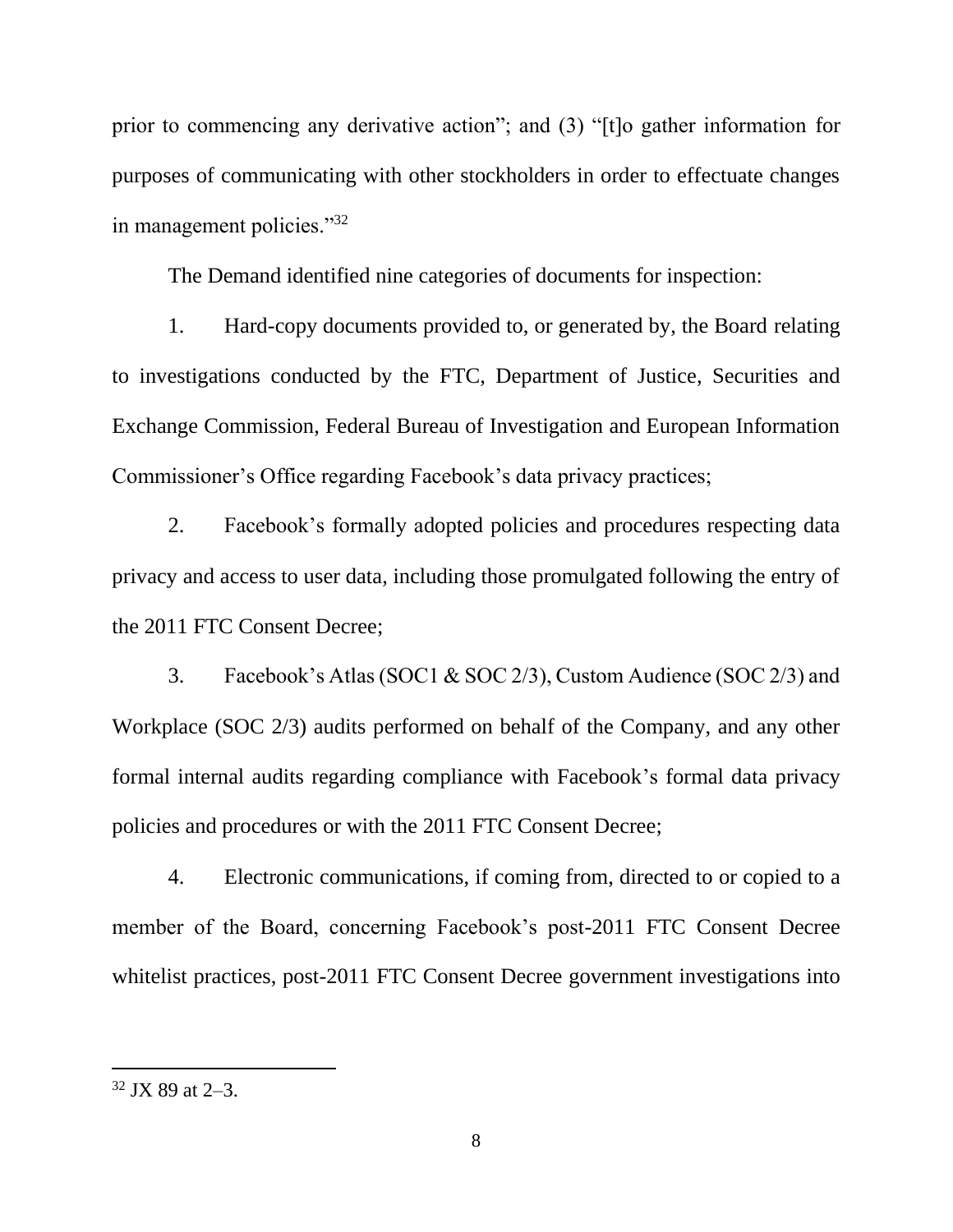prior to commencing any derivative action"; and (3) "[t]o gather information for purposes of communicating with other stockholders in order to effectuate changes in management policies."[32]

The Demand identified nine categories of documents for inspection:

1. Hard-copy documents provided to, or generated by, the Board relating to investigations conducted by the FTC, Department of Justice, Securities and Exchange Commission, Federal Bureau of Investigation and European Information Commissioner's Office regarding Facebook's data privacy practices;

2. Facebook's formally adopted policies and procedures respecting data privacy and access to user data, including those promulgated following the entry of the 2011 FTC Consent Decree;

3. Facebook's Atlas (SOC1 & SOC 2/3), Custom Audience (SOC 2/3) and Workplace (SOC 2/3) audits performed on behalf of the Company, and any other formal internal audits regarding compliance with Facebook's formal data privacy policies and procedures or with the 2011 FTC Consent Decree;

4. Electronic communications, if coming from, directed to or copied to a member of the Board, concerning Facebook's post-2011 FTC Consent Decree whitelist practices, post-2011 FTC Consent Decree government investigations into

---

[32] JX 89 at 2–3.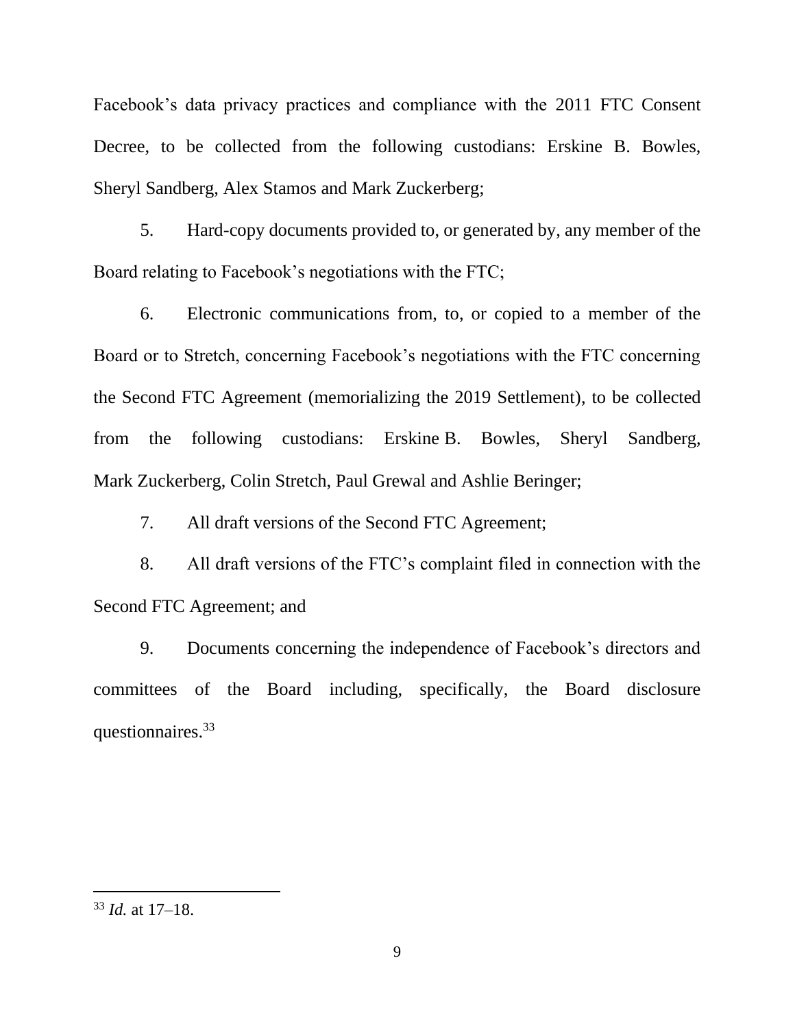Facebook's data privacy practices and compliance with the 2011 FTC Consent Decree, to be collected from the following custodians: Erskine B. Bowles, Sheryl Sandberg, Alex Stamos and Mark Zuckerberg;

5. Hard-copy documents provided to, or generated by, any member of the Board relating to Facebook's negotiations with the FTC;

6. Electronic communications from, to, or copied to a member of the Board or to Stretch, concerning Facebook's negotiations with the FTC concerning the Second FTC Agreement (memorializing the 2019 Settlement), to be collected from the following custodians: Erskine B. Bowles, Sheryl Sandberg, Mark Zuckerberg, Colin Stretch, Paul Grewal and Ashlie Beringer;

7. All draft versions of the Second FTC Agreement;

8. All draft versions of the FTC's complaint filed in connection with the Second FTC Agreement; and

9. Documents concerning the independence of Facebook's directors and committees of the Board including, specifically, the Board disclosure questionnaires.[33]

---

[33] *Id.* at 17–18.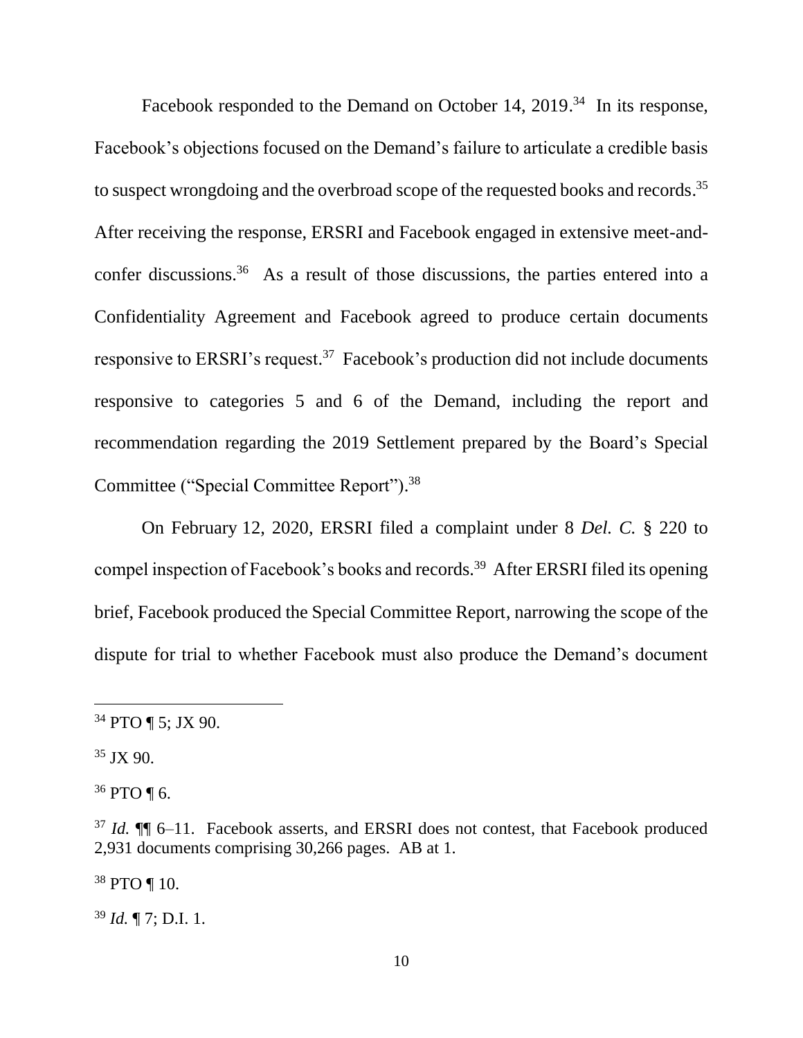Facebook responded to the Demand on October 14, 2019.[34] In its response, Facebook's objections focused on the Demand's failure to articulate a credible basis to suspect wrongdoing and the overbroad scope of the requested books and records.[35] After receiving the response, ERSRI and Facebook engaged in extensive meet-and-confer discussions.[36] As a result of those discussions, the parties entered into a Confidentiality Agreement and Facebook agreed to produce certain documents responsive to ERSRI's request.[37] Facebook's production did not include documents responsive to categories 5 and 6 of the Demand, including the report and recommendation regarding the 2019 Settlement prepared by the Board's Special Committee ("Special Committee Report").[38]

On February 12, 2020, ERSRI filed a complaint under 8 *Del. C.* § 220 to compel inspection of Facebook's books and records.[39] After ERSRI filed its opening brief, Facebook produced the Special Committee Report, narrowing the scope of the dispute for trial to whether Facebook must also produce the Demand's document

---

[34] PTO ¶ 5; JX 90.

[35] JX 90.

[36] PTO ¶ 6.

[37] *Id.* ¶¶ 6–11. Facebook asserts, and ERSRI does not contest, that Facebook produced 2,931 documents comprising 30,266 pages. AB at 1.

[38] PTO ¶ 10.

[39] *Id.* ¶ 7; D.I. 1.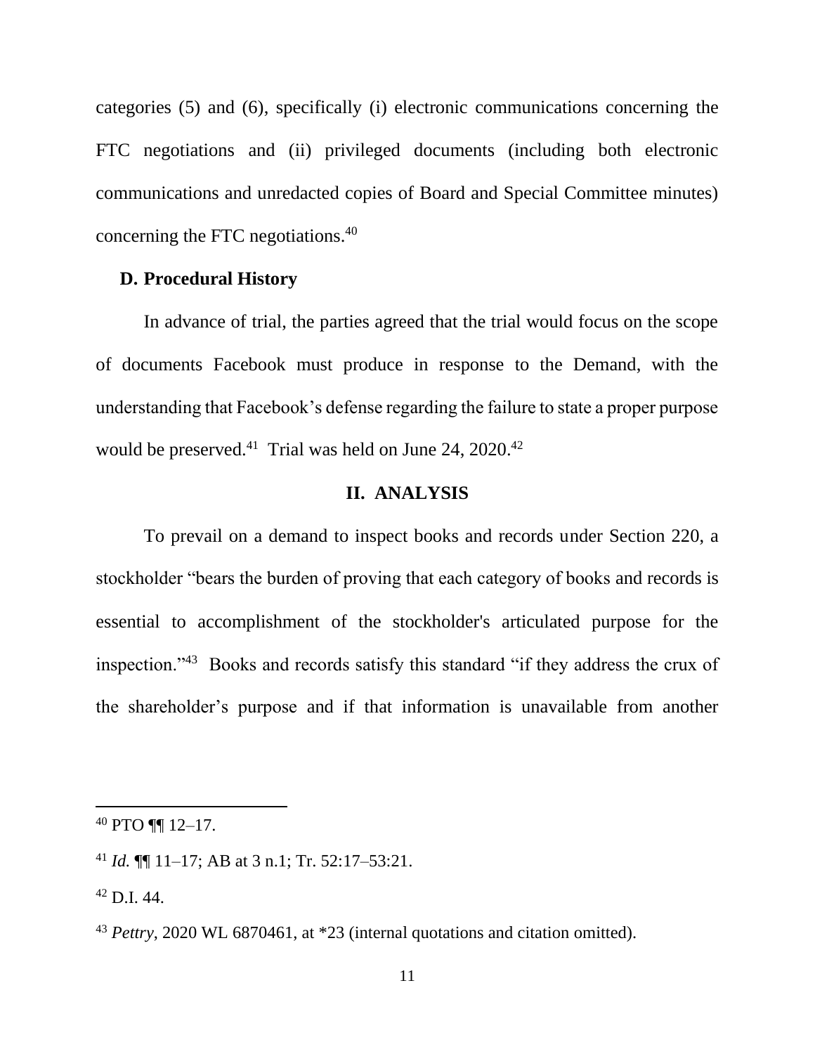categories (5) and (6), specifically (i) electronic communications concerning the FTC negotiations and (ii) privileged documents (including both electronic communications and unredacted copies of Board and Special Committee minutes) concerning the FTC negotiations.[40]

### D. Procedural History

In advance of trial, the parties agreed that the trial would focus on the scope of documents Facebook must produce in response to the Demand, with the understanding that Facebook's defense regarding the failure to state a proper purpose would be preserved.[41] Trial was held on June 24, 2020.[42]

## II. ANALYSIS

To prevail on a demand to inspect books and records under Section 220, a stockholder "bears the burden of proving that each category of books and records is essential to accomplishment of the stockholder's articulated purpose for the inspection."[43] Books and records satisfy this standard "if they address the crux of the shareholder's purpose and if that information is unavailable from another

---

[40] PTO ¶¶ 12–17.

[41] *Id.* ¶¶ 11–17; AB at 3 n.1; Tr. 52:17–53:21.

[42] D.I. 44.

[43] *Pettry*, 2020 WL 6870461, at *23 (internal quotations and citation omitted).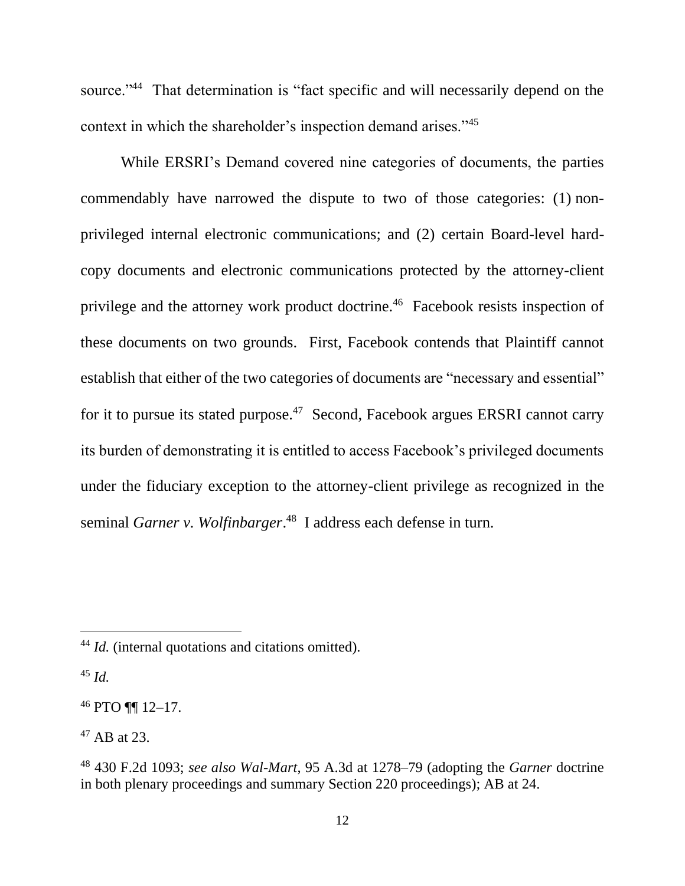source."[44] That determination is "fact specific and will necessarily depend on the context in which the shareholder's inspection demand arises."[45]

While ERSRI's Demand covered nine categories of documents, the parties commendably have narrowed the dispute to two of those categories: (1) non-privileged internal electronic communications; and (2) certain Board-level hard-copy documents and electronic communications protected by the attorney-client privilege and the attorney work product doctrine.[46] Facebook resists inspection of these documents on two grounds. First, Facebook contends that Plaintiff cannot establish that either of the two categories of documents are "necessary and essential" for it to pursue its stated purpose.[47] Second, Facebook argues ERSRI cannot carry its burden of demonstrating it is entitled to access Facebook's privileged documents under the fiduciary exception to the attorney-client privilege as recognized in the seminal *Garner v. Wolfinbarger*.[48] I address each defense in turn.

---

[44] *Id.* (internal quotations and citations omitted).

[45] *Id.*

[46] PTO ¶¶ 12–17.

[47] AB at 23.

[48] 430 F.2d 1093; *see also Wal-Mart*, 95 A.3d at 1278–79 (adopting the *Garner* doctrine in both plenary proceedings and summary Section 220 proceedings); AB at 24.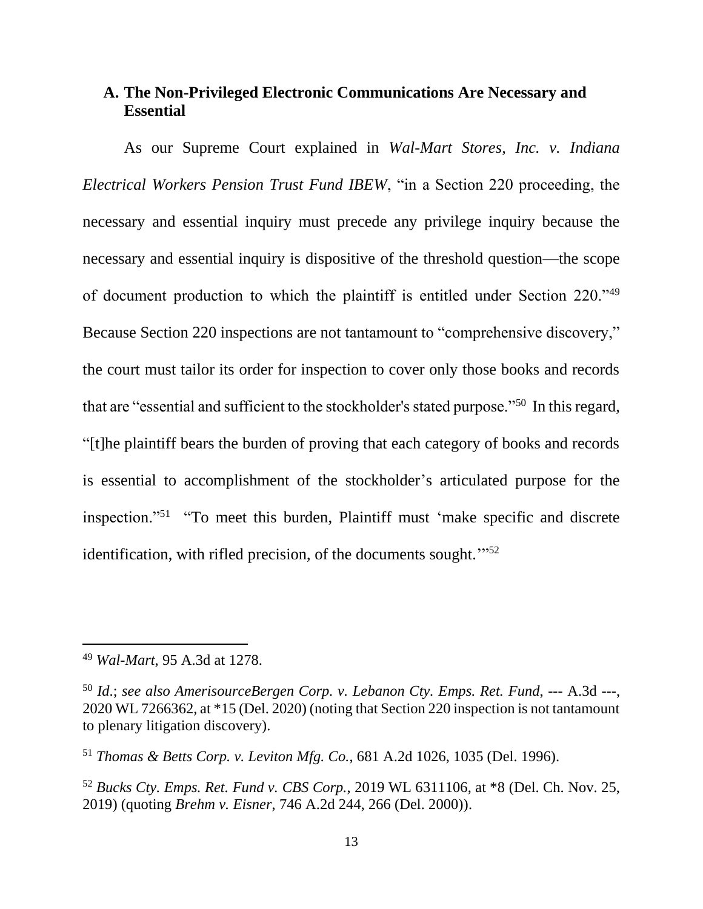### A. The Non-Privileged Electronic Communications Are Necessary and Essential

As our Supreme Court explained in *Wal-Mart Stores, Inc. v. Indiana Electrical Workers Pension Trust Fund IBEW*, "in a Section 220 proceeding, the necessary and essential inquiry must precede any privilege inquiry because the necessary and essential inquiry is dispositive of the threshold question—the scope of document production to which the plaintiff is entitled under Section 220."[49] Because Section 220 inspections are not tantamount to "comprehensive discovery," the court must tailor its order for inspection to cover only those books and records that are "essential and sufficient to the stockholder's stated purpose."[50] In this regard, "[t]he plaintiff bears the burden of proving that each category of books and records is essential to accomplishment of the stockholder's articulated purpose for the inspection."[51] "To meet this burden, Plaintiff must 'make specific and discrete identification, with rifled precision, of the documents sought.'"[52]

---

[49] *Wal-Mart*, 95 A.3d at 1278.

[50] *Id.*; *see also AmerisourceBergen Corp. v. Lebanon Cty. Emps. Ret. Fund*, --- A.3d ---, 2020 WL 7266362, at *15 (Del. 2020) (noting that Section 220 inspection is not tantamount to plenary litigation discovery).

[51] *Thomas & Betts Corp. v. Leviton Mfg. Co.*, 681 A.2d 1026, 1035 (Del. 1996).

[52] *Bucks Cty. Emps. Ret. Fund v. CBS Corp.*, 2019 WL 6311106, at *8 (Del. Ch. Nov. 25, 2019) (quoting *Brehm v. Eisner*, 746 A.2d 244, 266 (Del. 2000)).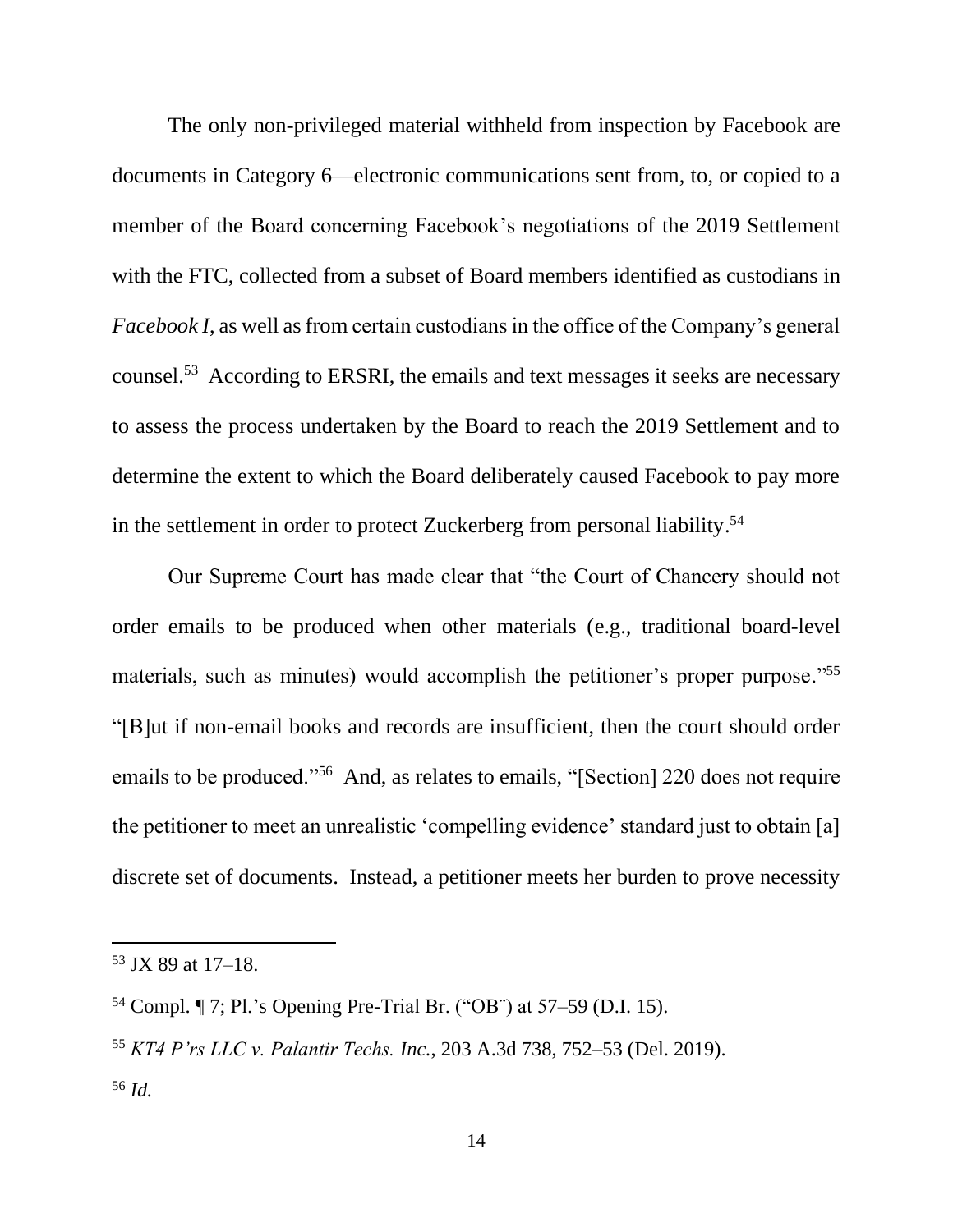The only non-privileged material withheld from inspection by Facebook are documents in Category 6—electronic communications sent from, to, or copied to a member of the Board concerning Facebook's negotiations of the 2019 Settlement with the FTC, collected from a subset of Board members identified as custodians in *Facebook I*, as well as from certain custodians in the office of the Company's general counsel.[53] According to ERSRI, the emails and text messages it seeks are necessary to assess the process undertaken by the Board to reach the 2019 Settlement and to determine the extent to which the Board deliberately caused Facebook to pay more in the settlement in order to protect Zuckerberg from personal liability.[54]

Our Supreme Court has made clear that "the Court of Chancery should not order emails to be produced when other materials (e.g., traditional board-level materials, such as minutes) would accomplish the petitioner's proper purpose."[55] "[B]ut if non-email books and records are insufficient, then the court should order emails to be produced."[56] And, as relates to emails, "[Section] 220 does not require the petitioner to meet an unrealistic 'compelling evidence' standard just to obtain [a] discrete set of documents. Instead, a petitioner meets her burden to prove necessity

---

[53] JX 89 at 17–18.

[54] Compl. ¶ 7; Pl.'s Opening Pre-Trial Br. ("OB") at 57–59 (D.I. 15).

[55] *KT4 P'rs LLC v. Palantir Techs. Inc.*, 203 A.3d 738, 752–53 (Del. 2019).

[56] *Id.*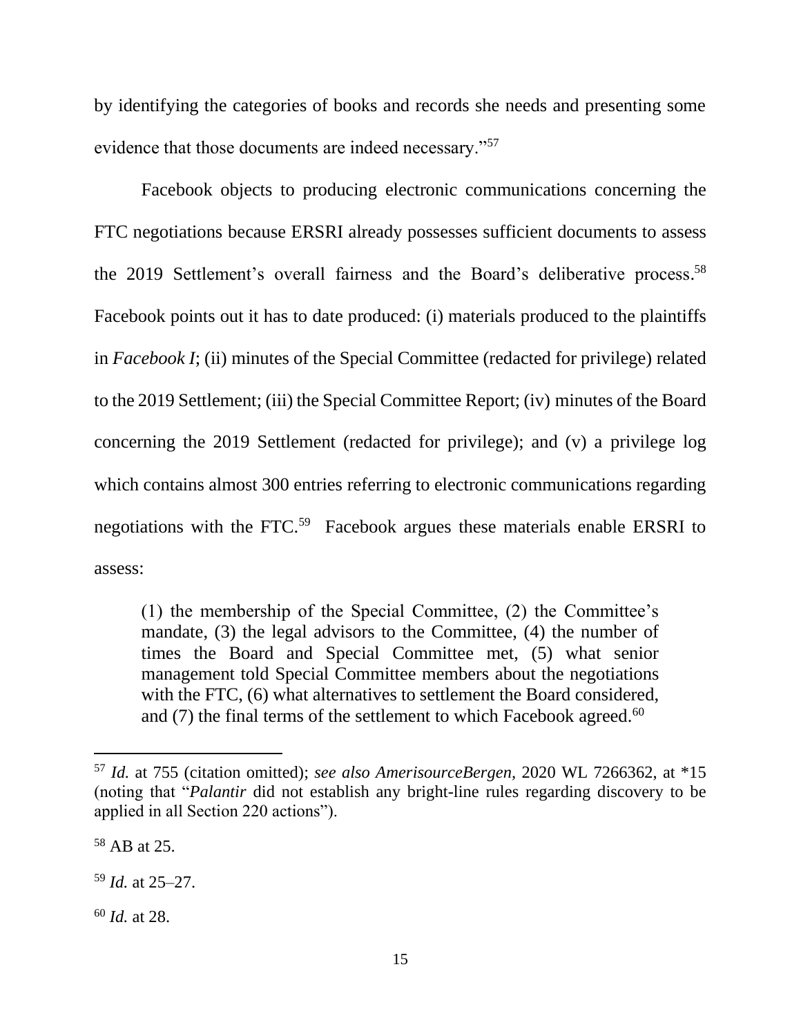by identifying the categories of books and records she needs and presenting some evidence that those documents are indeed necessary."[57]

Facebook objects to producing electronic communications concerning the FTC negotiations because ERSRI already possesses sufficient documents to assess the 2019 Settlement's overall fairness and the Board's deliberative process.[58] Facebook points out it has to date produced: (i) materials produced to the plaintiffs in *Facebook I*; (ii) minutes of the Special Committee (redacted for privilege) related to the 2019 Settlement; (iii) the Special Committee Report; (iv) minutes of the Board concerning the 2019 Settlement (redacted for privilege); and (v) a privilege log which contains almost 300 entries referring to electronic communications regarding negotiations with the FTC.[59] Facebook argues these materials enable ERSRI to assess:

> (1) the membership of the Special Committee, (2) the Committee's mandate, (3) the legal advisors to the Committee, (4) the number of times the Board and Special Committee met, (5) what senior management told Special Committee members about the negotiations with the FTC, (6) what alternatives to settlement the Board considered, and (7) the final terms of the settlement to which Facebook agreed.[60]

---

[57] *Id.* at 755 (citation omitted); *see also AmerisourceBergen*, 2020 WL 7266362, at *15 (noting that "*Palantir* did not establish any bright-line rules regarding discovery to be applied in all Section 220 actions").

[58] AB at 25.

[59] *Id.* at 25–27.

[60] *Id.* at 28.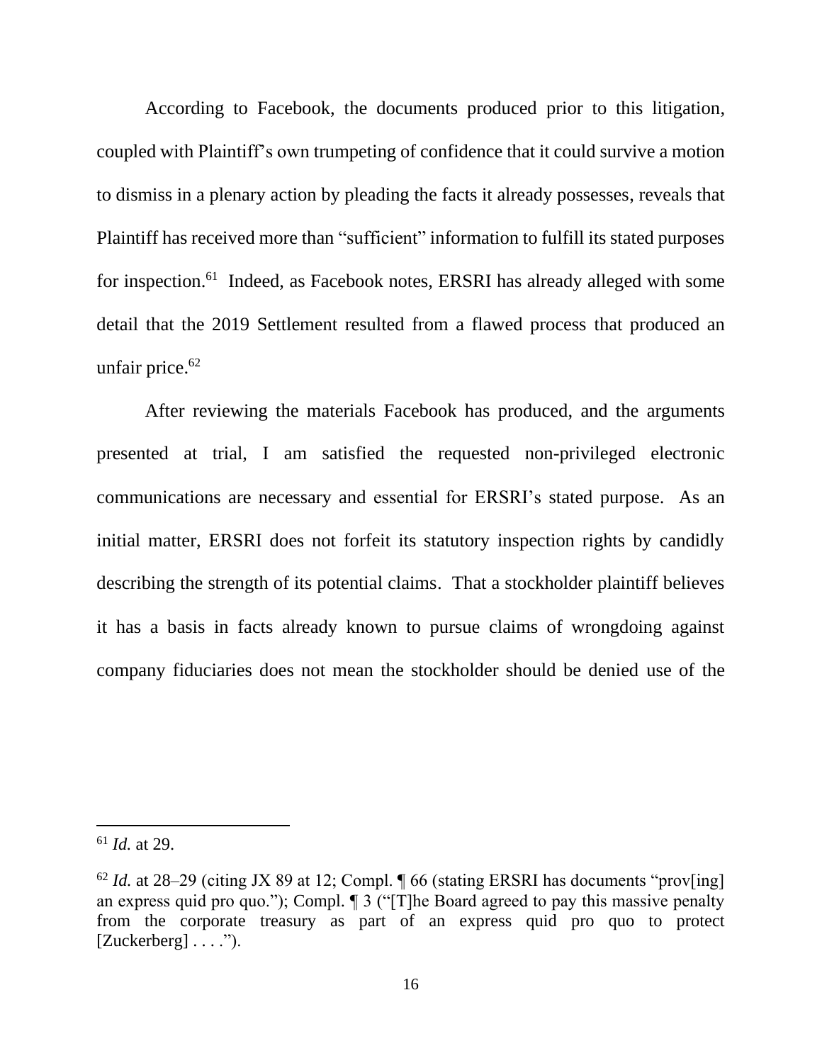According to Facebook, the documents produced prior to this litigation, coupled with Plaintiff's own trumpeting of confidence that it could survive a motion to dismiss in a plenary action by pleading the facts it already possesses, reveals that Plaintiff has received more than "sufficient" information to fulfill its stated purposes for inspection.[61] Indeed, as Facebook notes, ERSRI has already alleged with some detail that the 2019 Settlement resulted from a flawed process that produced an unfair price.[62]

After reviewing the materials Facebook has produced, and the arguments presented at trial, I am satisfied the requested non-privileged electronic communications are necessary and essential for ERSRI's stated purpose. As an initial matter, ERSRI does not forfeit its statutory inspection rights by candidly describing the strength of its potential claims. That a stockholder plaintiff believes it has a basis in facts already known to pursue claims of wrongdoing against company fiduciaries does not mean the stockholder should be denied use of the

---

[61] *Id.* at 29.

[62] *Id.* at 28–29 (citing JX 89 at 12; Compl. ¶ 66 (stating ERSRI has documents "prov[ing] an express quid pro quo."); Compl. ¶ 3 ("[T]he Board agreed to pay this massive penalty from the corporate treasury as part of an express quid pro quo to protect [Zuckerberg] . . . .").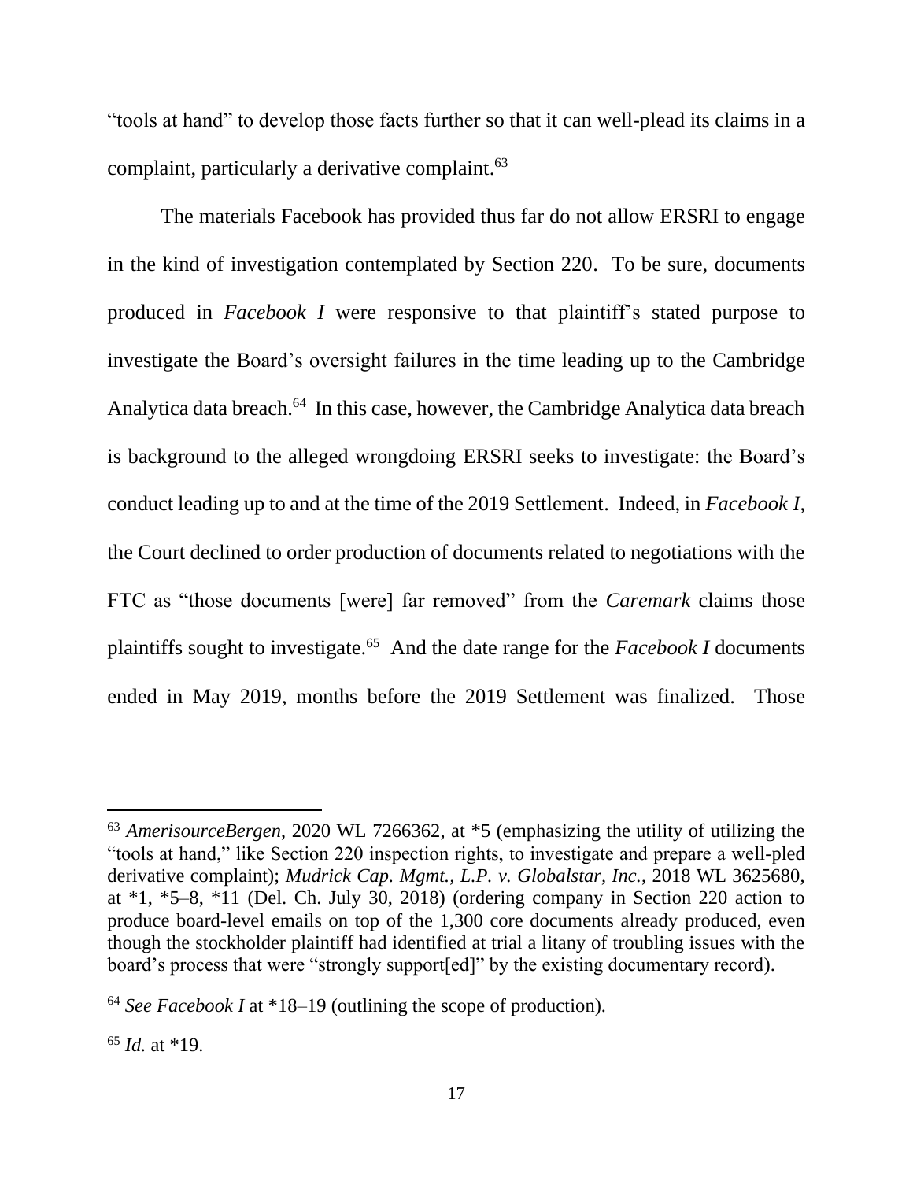"tools at hand" to develop those facts further so that it can well-plead its claims in a complaint, particularly a derivative complaint.[63]

The materials Facebook has provided thus far do not allow ERSRI to engage in the kind of investigation contemplated by Section 220. To be sure, documents produced in *Facebook I* were responsive to that plaintiff's stated purpose to investigate the Board's oversight failures in the time leading up to the Cambridge Analytica data breach.[64] In this case, however, the Cambridge Analytica data breach is background to the alleged wrongdoing ERSRI seeks to investigate: the Board's conduct leading up to and at the time of the 2019 Settlement. Indeed, in *Facebook I*, the Court declined to order production of documents related to negotiations with the FTC as "those documents [were] far removed" from the *Caremark* claims those plaintiffs sought to investigate.[65] And the date range for the *Facebook I* documents ended in May 2019, months before the 2019 Settlement was finalized. Those

---

[63] *AmerisourceBergen*, 2020 WL 7266362, at *5 (emphasizing the utility of utilizing the "tools at hand," like Section 220 inspection rights, to investigate and prepare a well-pled derivative complaint); *Mudrick Cap. Mgmt., L.P. v. Globalstar, Inc.*, 2018 WL 3625680, at *1, *5–8, *11 (Del. Ch. July 30, 2018) (ordering company in Section 220 action to produce board-level emails on top of the 1,300 core documents already produced, even though the stockholder plaintiff had identified at trial a litany of troubling issues with the board's process that were "strongly support[ed]" by the existing documentary record).

[64] *See Facebook I* at *18–19 (outlining the scope of production).

[65] *Id.* at *19.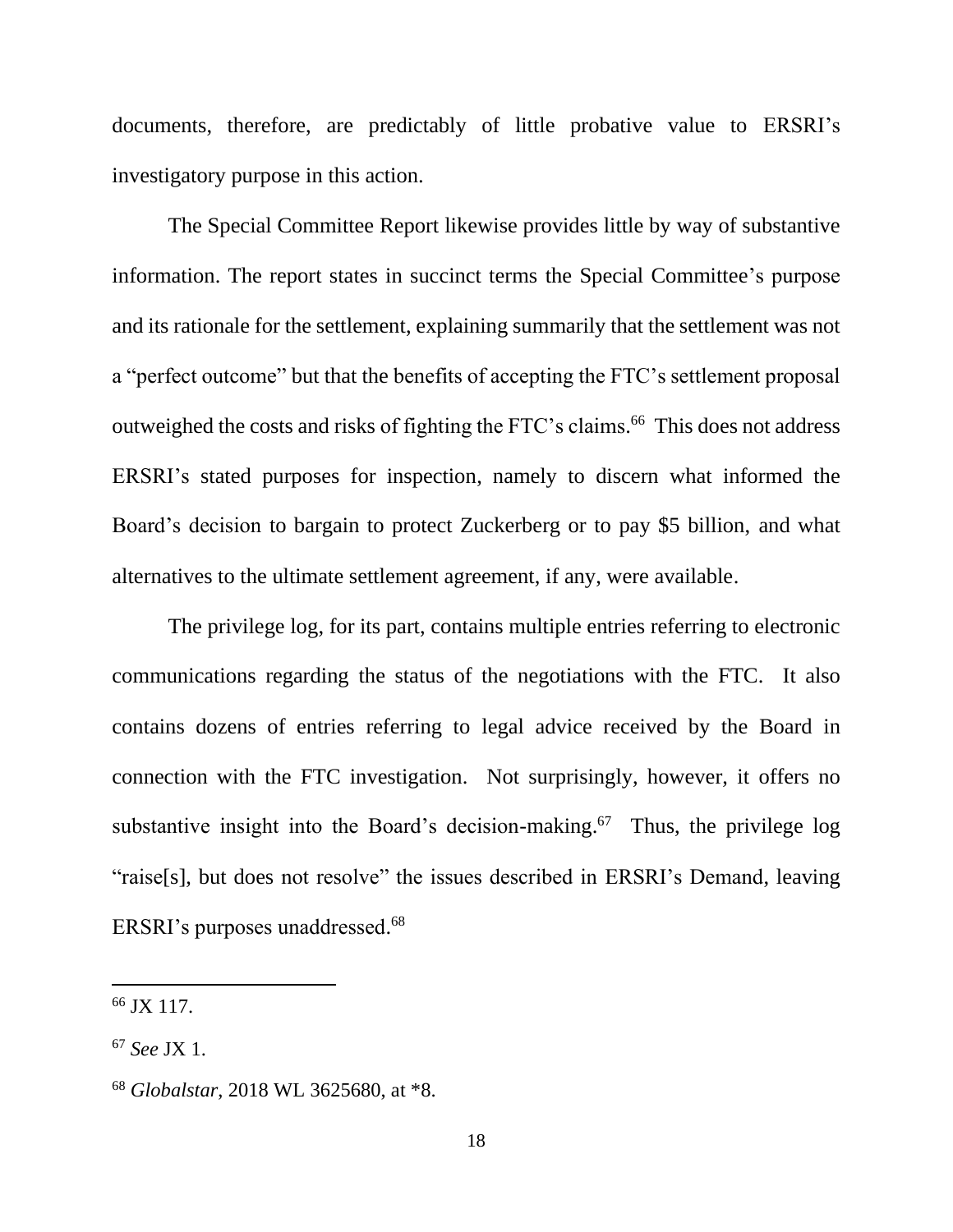documents, therefore, are predictably of little probative value to ERSRI's investigatory purpose in this action.

The Special Committee Report likewise provides little by way of substantive information. The report states in succinct terms the Special Committee's purpose and its rationale for the settlement, explaining summarily that the settlement was not a "perfect outcome" but that the benefits of accepting the FTC's settlement proposal outweighed the costs and risks of fighting the FTC's claims.[66] This does not address ERSRI's stated purposes for inspection, namely to discern what informed the Board's decision to bargain to protect Zuckerberg or to pay $5 billion, and what alternatives to the ultimate settlement agreement, if any, were available.

The privilege log, for its part, contains multiple entries referring to electronic communications regarding the status of the negotiations with the FTC. It also contains dozens of entries referring to legal advice received by the Board in connection with the FTC investigation. Not surprisingly, however, it offers no substantive insight into the Board's decision-making.[67] Thus, the privilege log "raise[s], but does not resolve" the issues described in ERSRI's Demand, leaving ERSRI's purposes unaddressed.[68]

---

[66] JX 117.

[67] *See* JX 1.

[68] *Globalstar*, 2018 WL 3625680, at *8.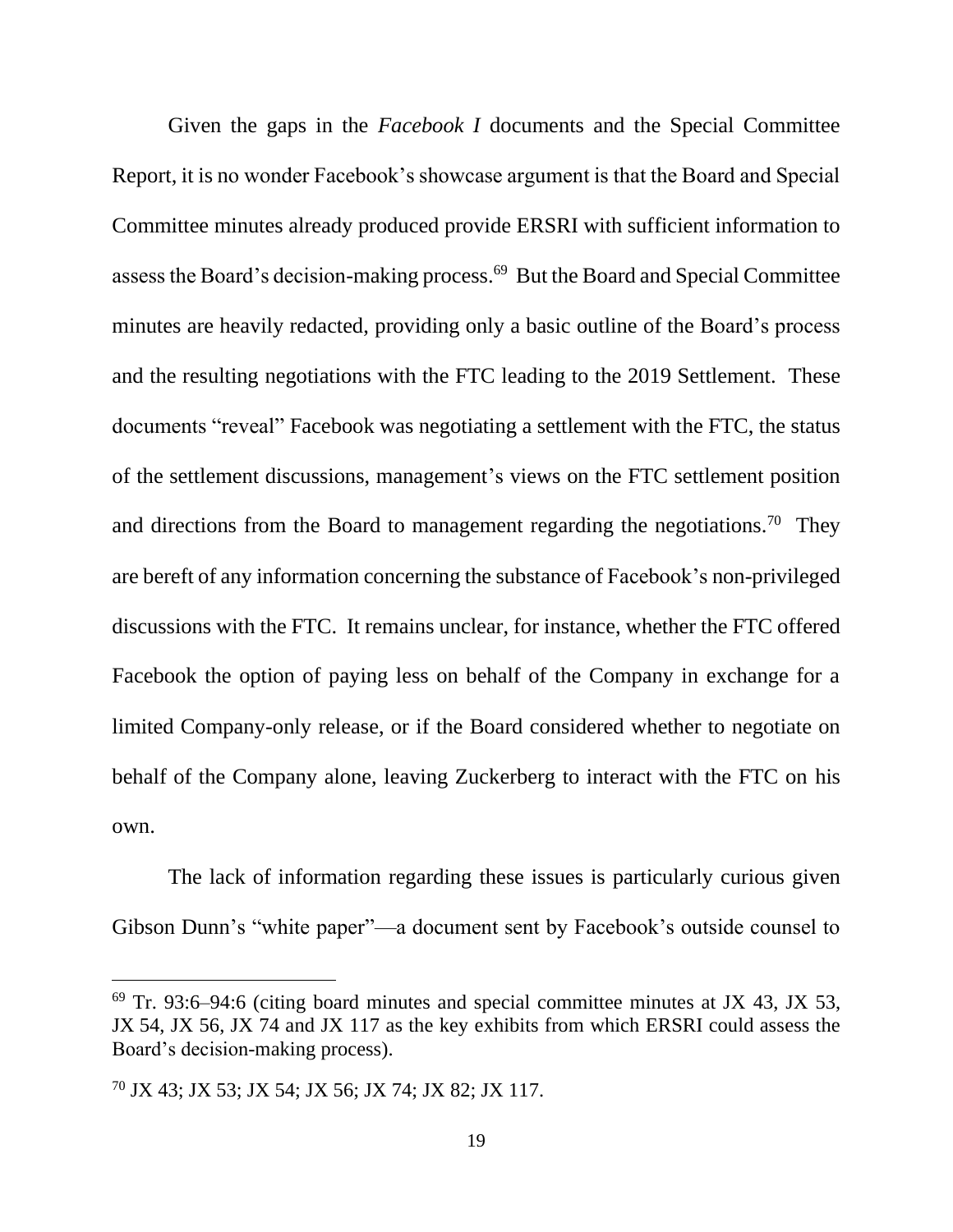Given the gaps in the *Facebook I* documents and the Special Committee Report, it is no wonder Facebook's showcase argument is that the Board and Special Committee minutes already produced provide ERSRI with sufficient information to assess the Board's decision-making process.[69] But the Board and Special Committee minutes are heavily redacted, providing only a basic outline of the Board's process and the resulting negotiations with the FTC leading to the 2019 Settlement. These documents "reveal" Facebook was negotiating a settlement with the FTC, the status of the settlement discussions, management's views on the FTC settlement position and directions from the Board to management regarding the negotiations.[70] They are bereft of any information concerning the substance of Facebook's non-privileged discussions with the FTC. It remains unclear, for instance, whether the FTC offered Facebook the option of paying less on behalf of the Company in exchange for a limited Company-only release, or if the Board considered whether to negotiate on behalf of the Company alone, leaving Zuckerberg to interact with the FTC on his own.

The lack of information regarding these issues is particularly curious given Gibson Dunn's "white paper"—a document sent by Facebook's outside counsel to

---

[69] Tr. 93:6–94:6 (citing board minutes and special committee minutes at JX 43, JX 53, JX 54, JX 56, JX 74 and JX 117 as the key exhibits from which ERSRI could assess the Board's decision-making process).

[70] JX 43; JX 53; JX 54; JX 56; JX 74; JX 82; JX 117.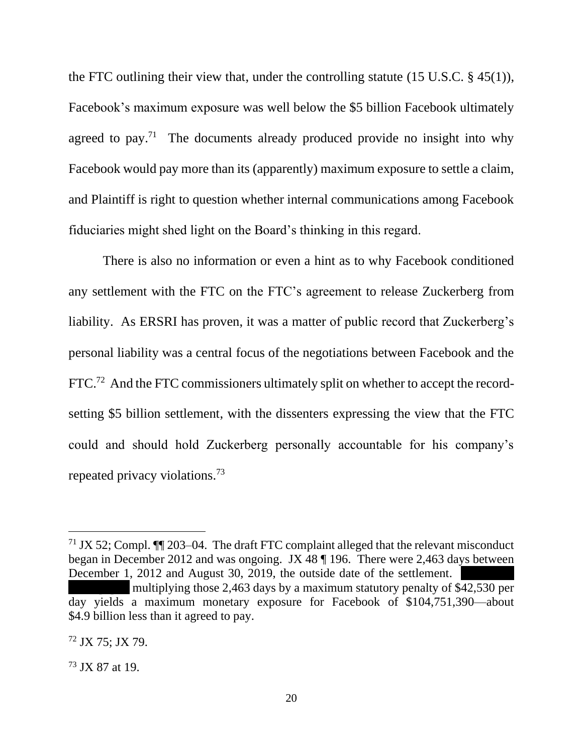the FTC outlining their view that, under the controlling statute (15 U.S.C. § 45(1)), Facebook's maximum exposure was well below the $5 billion Facebook ultimately agreed to pay.[71] The documents already produced provide no insight into why Facebook would pay more than its (apparently) maximum exposure to settle a claim, and Plaintiff is right to question whether internal communications among Facebook fiduciaries might shed light on the Board's thinking in this regard.

There is also no information or even a hint as to why Facebook conditioned any settlement with the FTC on the FTC's agreement to release Zuckerberg from liability. As ERSRI has proven, it was a matter of public record that Zuckerberg's personal liability was a central focus of the negotiations between Facebook and the FTC.[72] And the FTC commissioners ultimately split on whether to accept the record-setting $5 billion settlement, with the dissenters expressing the view that the FTC could and should hold Zuckerberg personally accountable for his company's repeated privacy violations.[73]

---

[71] JX 52; Compl. ¶¶ 203–04. The draft FTC complaint alleged that the relevant misconduct began in December 2012 and was ongoing. JX 48 ¶ 196. There were 2,463 days between December 1, 2012 and August 30, 2019, the outside date of the settlement. [REDACTED] multiplying those 2,463 days by a maximum statutory penalty of $42,530 per day yields a maximum monetary exposure for Facebook of $104,751,390—about $4.9 billion less than it agreed to pay.

[72] JX 75; JX 79.

[73] JX 87 at 19.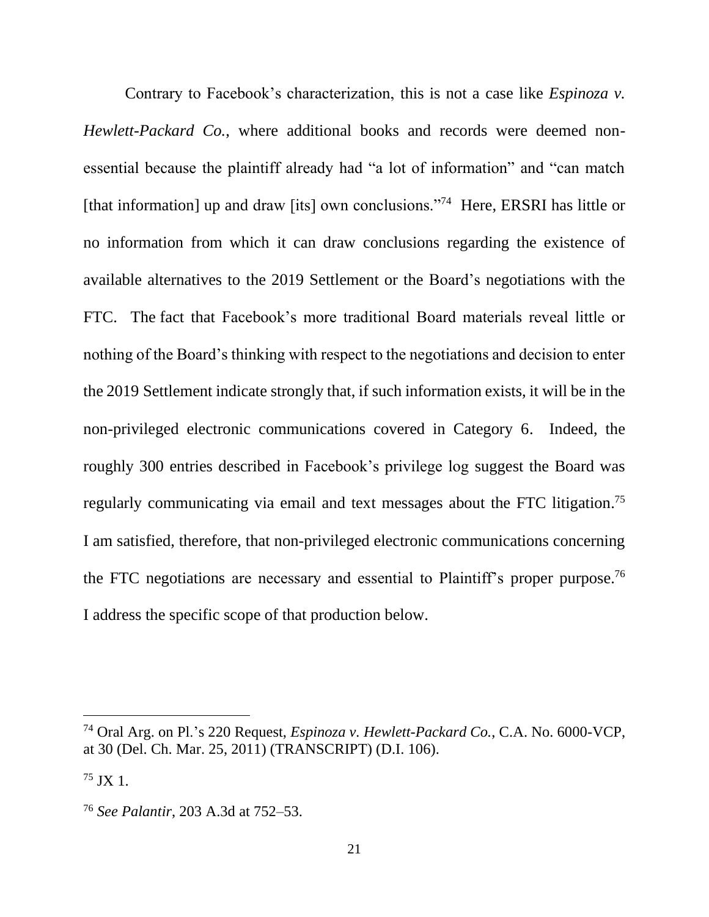Contrary to Facebook's characterization, this is not a case like *Espinoza v. Hewlett-Packard Co.*, where additional books and records were deemed non-essential because the plaintiff already had "a lot of information" and "can match [that information] up and draw [its] own conclusions."[74] Here, ERSRI has little or no information from which it can draw conclusions regarding the existence of available alternatives to the 2019 Settlement or the Board's negotiations with the FTC. The fact that Facebook's more traditional Board materials reveal little or nothing of the Board's thinking with respect to the negotiations and decision to enter the 2019 Settlement indicate strongly that, if such information exists, it will be in the non-privileged electronic communications covered in Category 6. Indeed, the roughly 300 entries described in Facebook's privilege log suggest the Board was regularly communicating via email and text messages about the FTC litigation.[75] I am satisfied, therefore, that non-privileged electronic communications concerning the FTC negotiations are necessary and essential to Plaintiff's proper purpose.[76] I address the specific scope of that production below.

---

[74] Oral Arg. on Pl.'s 220 Request, *Espinoza v. Hewlett-Packard Co.*, C.A. No. 6000-VCP, at 30 (Del. Ch. Mar. 25, 2011) (TRANSCRIPT) (D.I. 106).

[75] JX 1.

[76] *See Palantir*, 203 A.3d at 752–53.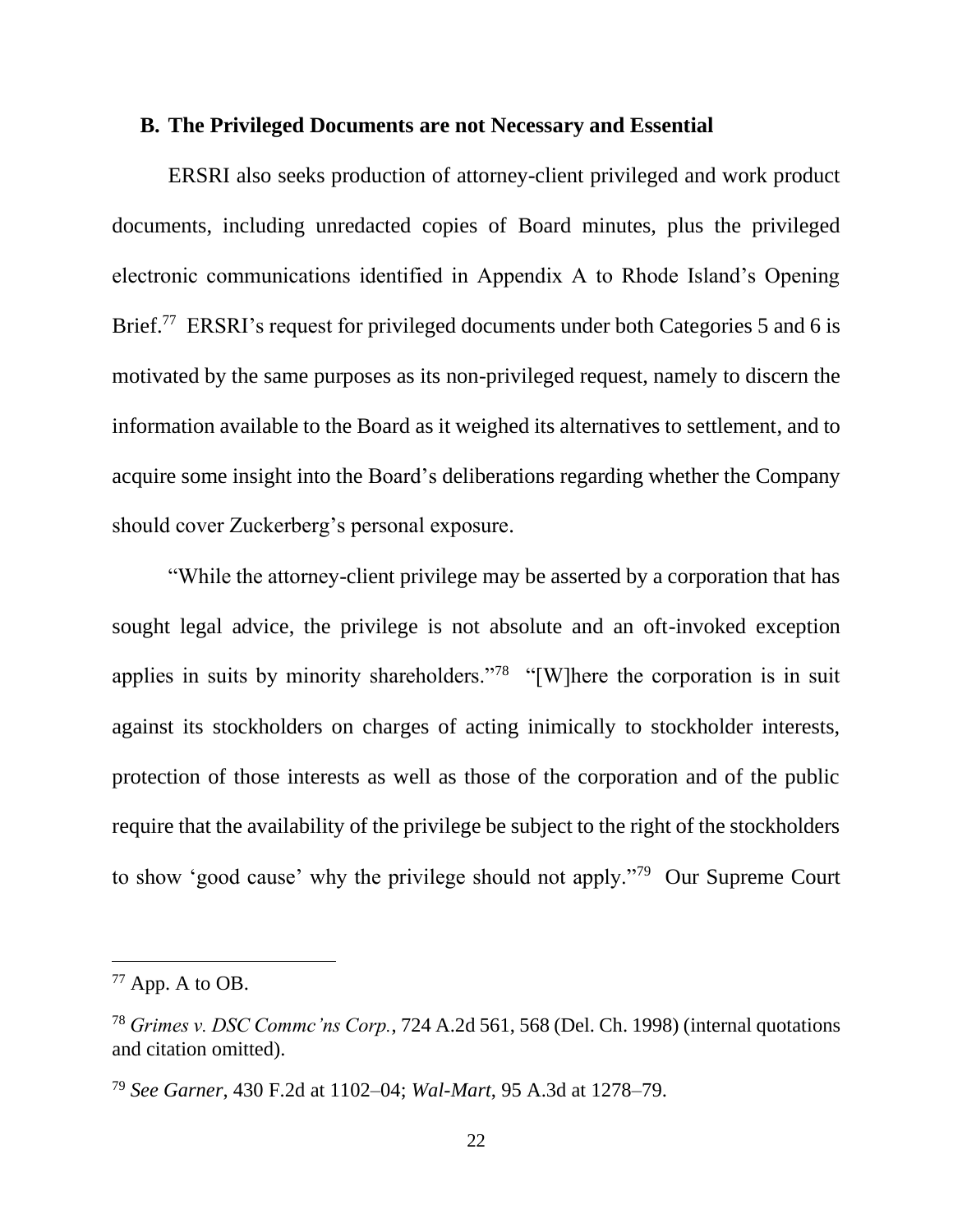### B. The Privileged Documents are not Necessary and Essential

ERSRI also seeks production of attorney-client privileged and work product documents, including unredacted copies of Board minutes, plus the privileged electronic communications identified in Appendix A to Rhode Island's Opening Brief.[77] ERSRI's request for privileged documents under both Categories 5 and 6 is motivated by the same purposes as its non-privileged request, namely to discern the information available to the Board as it weighed its alternatives to settlement, and to acquire some insight into the Board's deliberations regarding whether the Company should cover Zuckerberg's personal exposure.

"While the attorney-client privilege may be asserted by a corporation that has sought legal advice, the privilege is not absolute and an oft-invoked exception applies in suits by minority shareholders."[78] "[W]here the corporation is in suit against its stockholders on charges of acting inimically to stockholder interests, protection of those interests as well as those of the corporation and of the public require that the availability of the privilege be subject to the right of the stockholders to show 'good cause' why the privilege should not apply."[79] Our Supreme Court

---

[77] App. A to OB.

[78] *Grimes v. DSC Commc'ns Corp.*, 724 A.2d 561, 568 (Del. Ch. 1998) (internal quotations and citation omitted).

[79] *See Garner*, 430 F.2d at 1102–04; *Wal-Mart*, 95 A.3d at 1278–79.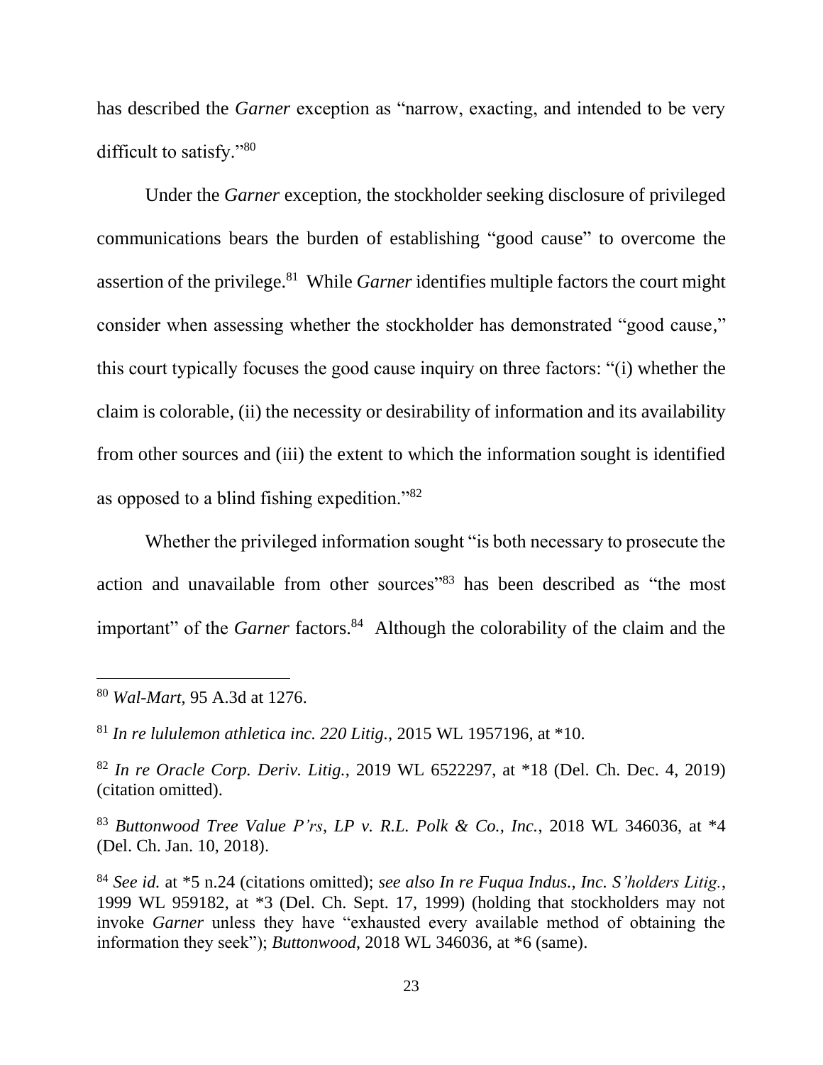has described the *Garner* exception as "narrow, exacting, and intended to be very difficult to satisfy."[80]

Under the *Garner* exception, the stockholder seeking disclosure of privileged communications bears the burden of establishing "good cause" to overcome the assertion of the privilege.[81] While *Garner* identifies multiple factors the court might consider when assessing whether the stockholder has demonstrated "good cause," this court typically focuses the good cause inquiry on three factors: "(i) whether the claim is colorable, (ii) the necessity or desirability of information and its availability from other sources and (iii) the extent to which the information sought is identified as opposed to a blind fishing expedition."[82]

Whether the privileged information sought "is both necessary to prosecute the action and unavailable from other sources"[83] has been described as "the most important" of the *Garner* factors.[84] Although the colorability of the claim and the

---

[80] *Wal-Mart*, 95 A.3d at 1276.

[81] *In re lululemon athletica inc. 220 Litig.*, 2015 WL 1957196, at *10.

[82] *In re Oracle Corp. Deriv. Litig.*, 2019 WL 6522297, at *18 (Del. Ch. Dec. 4, 2019) (citation omitted).

[83] *Buttonwood Tree Value P'rs, LP v. R.L. Polk & Co., Inc.*, 2018 WL 346036, at *4 (Del. Ch. Jan. 10, 2018).

[84] *See id.* at *5 n.24 (citations omitted); *see also In re Fuqua Indus., Inc. S'holders Litig.*, 1999 WL 959182, at *3 (Del. Ch. Sept. 17, 1999) (holding that stockholders may not invoke *Garner* unless they have "exhausted every available method of obtaining the information they seek"); *Buttonwood*, 2018 WL 346036, at *6 (same).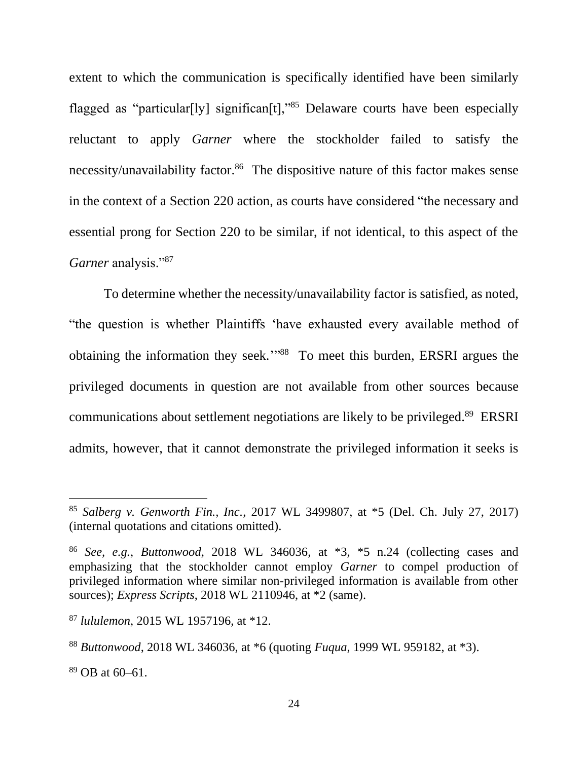extent to which the communication is specifically identified have been similarly flagged as "particular[ly] significan[t],"[85] Delaware courts have been especially reluctant to apply *Garner* where the stockholder failed to satisfy the necessity/unavailability factor.[86] The dispositive nature of this factor makes sense in the context of a Section 220 action, as courts have considered "the necessary and essential prong for Section 220 to be similar, if not identical, to this aspect of the *Garner* analysis."[87]

To determine whether the necessity/unavailability factor is satisfied, as noted, "the question is whether Plaintiffs 'have exhausted every available method of obtaining the information they seek.'"[88] To meet this burden, ERSRI argues the privileged documents in question are not available from other sources because communications about settlement negotiations are likely to be privileged.[89] ERSRI admits, however, that it cannot demonstrate the privileged information it seeks is

---

[85] *Salberg v. Genworth Fin., Inc.*, 2017 WL 3499807, at *5 (Del. Ch. July 27, 2017) (internal quotations and citations omitted).

[86] *See, e.g.*, *Buttonwood*, 2018 WL 346036, at *3, *5 n.24 (collecting cases and emphasizing that the stockholder cannot employ *Garner* to compel production of privileged information where similar non-privileged information is available from other sources); *Express Scripts*, 2018 WL 2110946, at *2 (same).

[87] *lululemon*, 2015 WL 1957196, at *12.

[88] *Buttonwood*, 2018 WL 346036, at *6 (quoting *Fuqua*, 1999 WL 959182, at *3).

[89] OB at 60–61.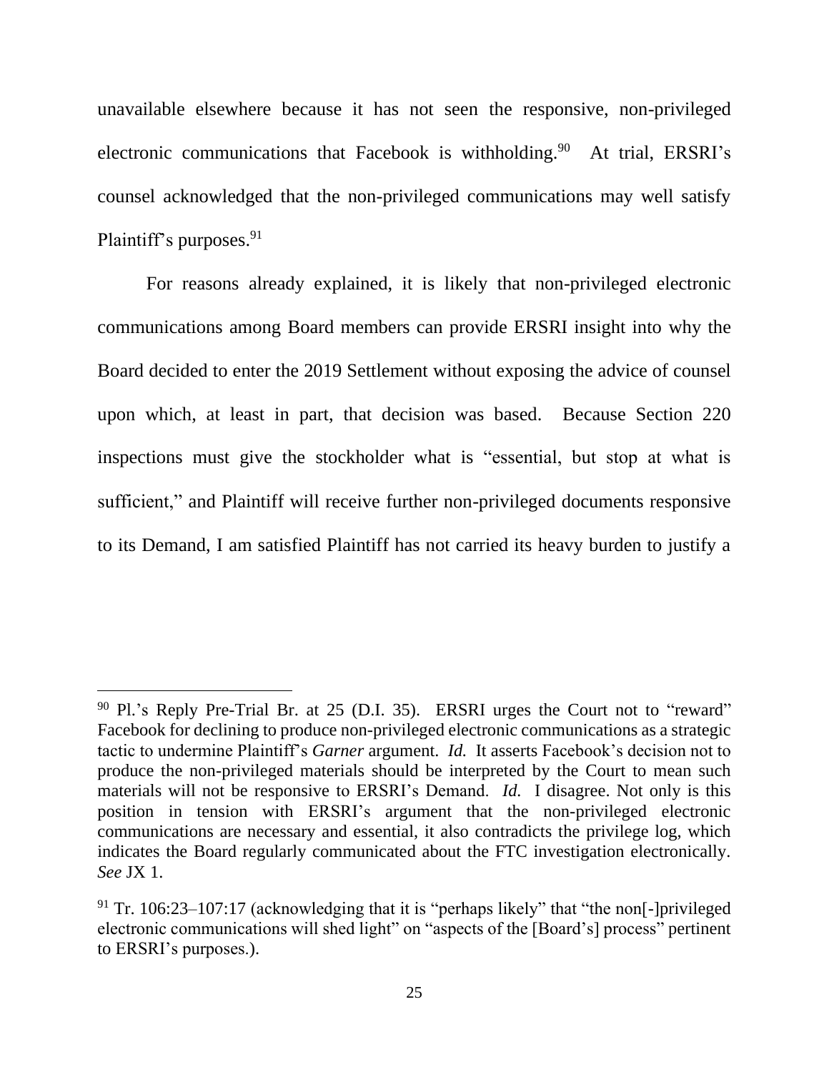unavailable elsewhere because it has not seen the responsive, non-privileged electronic communications that Facebook is withholding.[90] At trial, ERSRI's counsel acknowledged that the non-privileged communications may well satisfy Plaintiff's purposes.[91]

For reasons already explained, it is likely that non-privileged electronic communications among Board members can provide ERSRI insight into why the Board decided to enter the 2019 Settlement without exposing the advice of counsel upon which, at least in part, that decision was based. Because Section 220 inspections must give the stockholder what is "essential, but stop at what is sufficient," and Plaintiff will receive further non-privileged documents responsive to its Demand, I am satisfied Plaintiff has not carried its heavy burden to justify a

---

[90] Pl.'s Reply Pre-Trial Br. at 25 (D.I. 35). ERSRI urges the Court not to "reward" Facebook for declining to produce non-privileged electronic communications as a strategic tactic to undermine Plaintiff's *Garner* argument. *Id.* It asserts Facebook's decision not to produce the non-privileged materials should be interpreted by the Court to mean such materials will not be responsive to ERSRI's Demand. *Id.* I disagree. Not only is this position in tension with ERSRI's argument that the non-privileged electronic communications are necessary and essential, it also contradicts the privilege log, which indicates the Board regularly communicated about the FTC investigation electronically. *See* JX 1.

[91] Tr. 106:23–107:17 (acknowledging that it is "perhaps likely" that "the non[-]privileged electronic communications will shed light" on "aspects of the [Board's] process" pertinent to ERSRI's purposes.).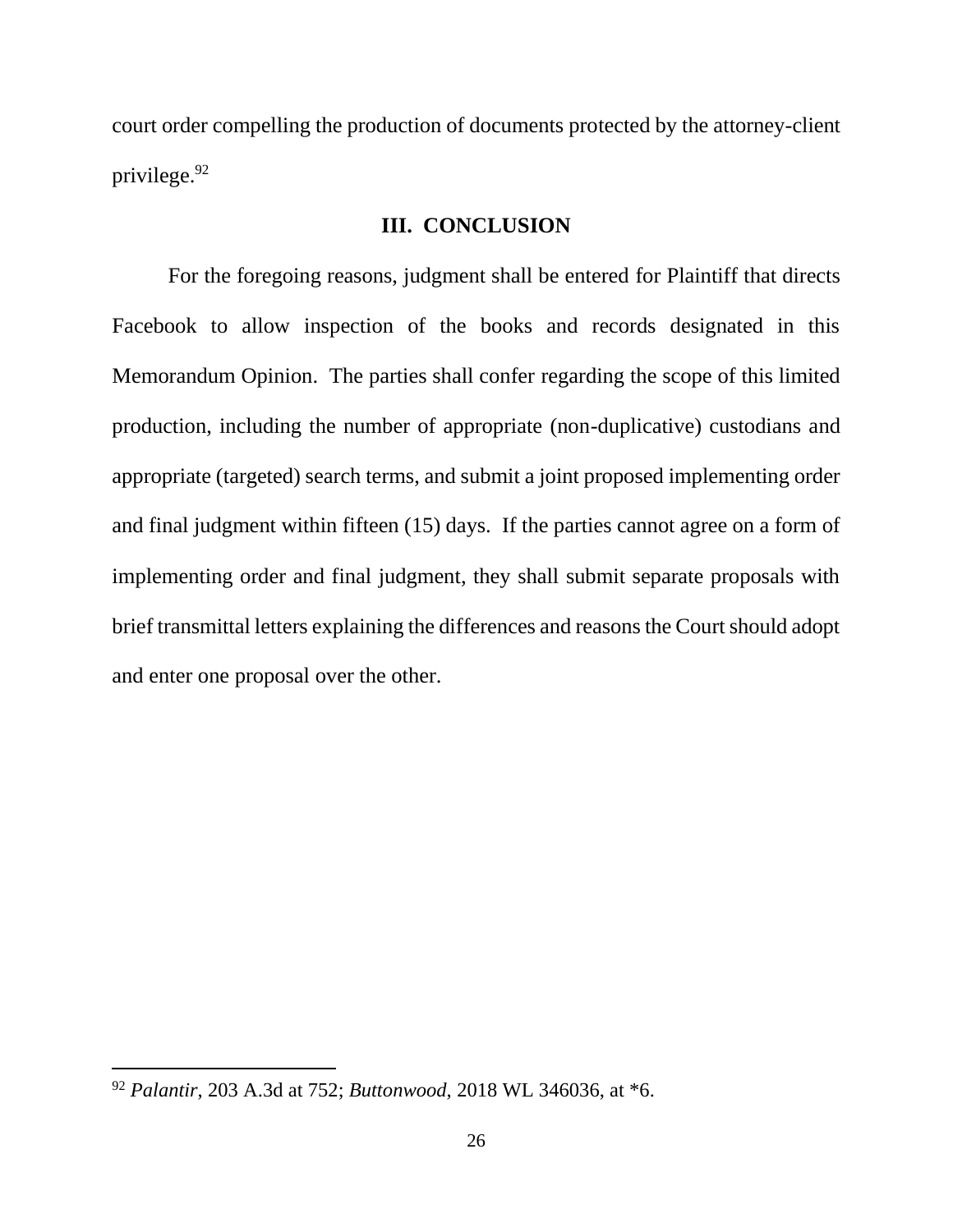court order compelling the production of documents protected by the attorney-client privilege.[92]

## III. CONCLUSION

For the foregoing reasons, judgment shall be entered for Plaintiff that directs Facebook to allow inspection of the books and records designated in this Memorandum Opinion. The parties shall confer regarding the scope of this limited production, including the number of appropriate (non-duplicative) custodians and appropriate (targeted) search terms, and submit a joint proposed implementing order and final judgment within fifteen (15) days. If the parties cannot agree on a form of implementing order and final judgment, they shall submit separate proposals with brief transmittal letters explaining the differences and reasons the Court should adopt and enter one proposal over the other.

---

[92] *Palantir*, 203 A.3d at 752; *Buttonwood*, 2018 WL 346036, at *6.